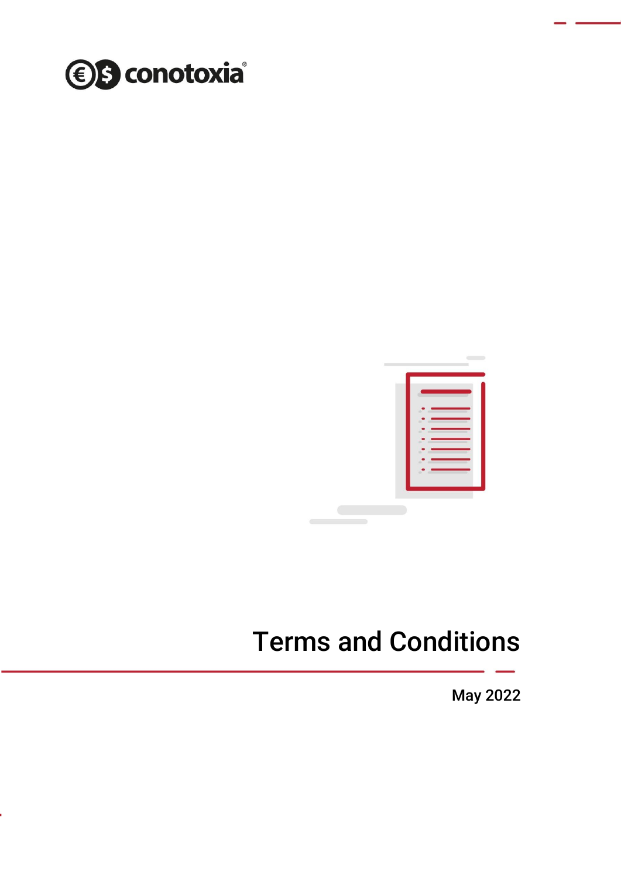conotoxia®

# Terms and Conditions

May 2022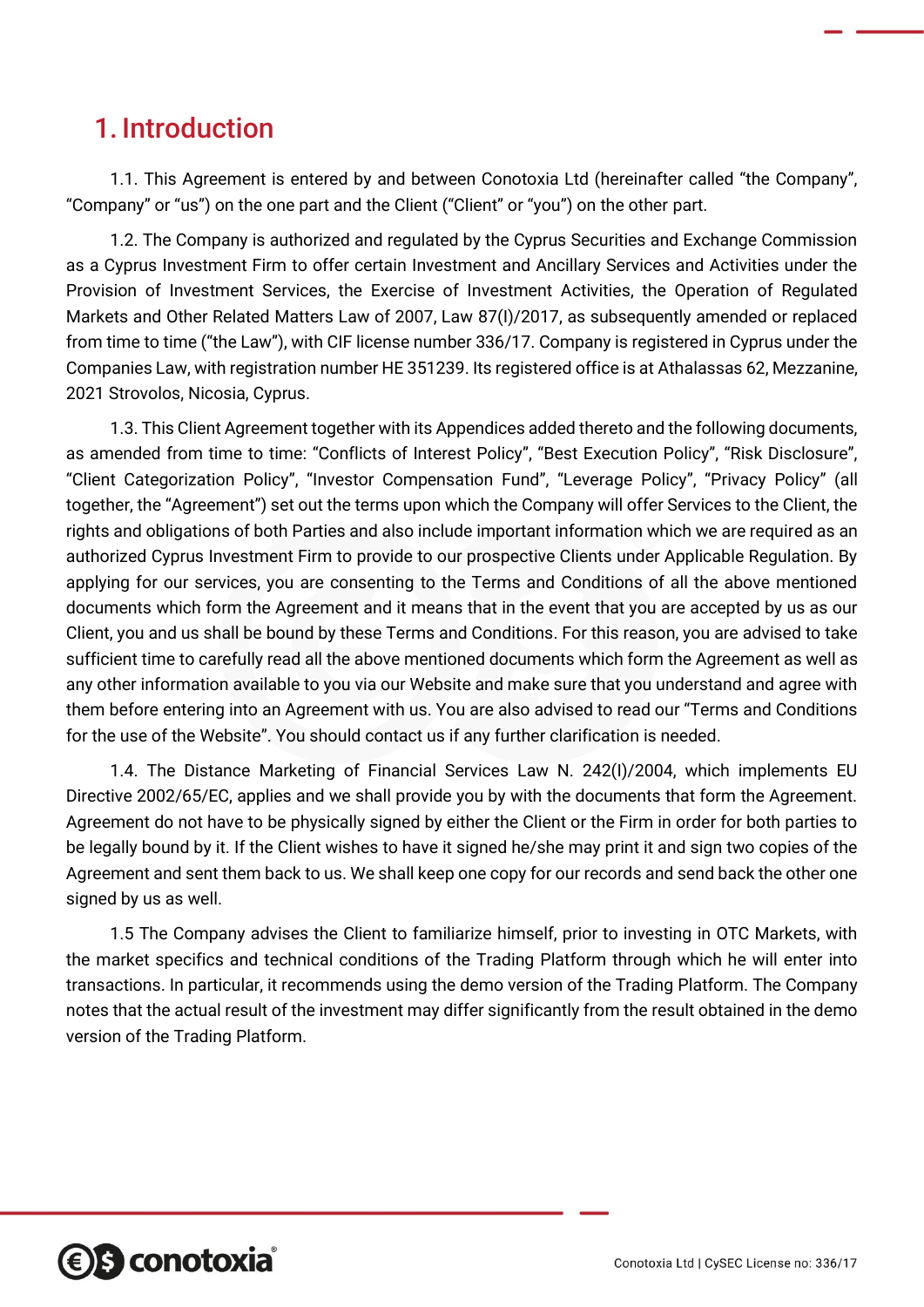# 1. Introduction

1.1. This Agreement is entered by and between Conotoxia Ltd (hereinafter called "the Company", "Company" or "us") on the one part and the Client ("Client" or "you") on the other part.

1.2. The Company is authorized and regulated by the Cyprus Securities and Exchange Commission as a Cyprus Investment Firm to offer certain Investment and Ancillary Services and Activities under the Provision of Investment Services, the Exercise of Investment Activities, the Operation of Regulated Markets and Other Related Matters Law of 2007, Law 87(I)/2017, as subsequently amended or replaced from time to time ("the Law"), with CIF license number 336/17. Company is registered in Cyprus under the Companies Law, with registration number HE 351239. Its registered office is at Athalassas 62, Mezzanine, 2021 Strovolos, Nicosia, Cyprus.

1.3. This Client Agreement together with its Appendices added thereto and the following documents, as amended from time to time: "Conflicts of Interest Policy", "Best Execution Policy", "Risk Disclosure", "Client Categorization Policy", "Investor Compensation Fund", "Leverage Policy", "Privacy Policy" (all together, the "Agreement") set out the terms upon which the Company will offer Services to the Client, the rights and obligations of both Parties and also include important information which we are required as an authorized Cyprus Investment Firm to provide to our prospective Clients under Applicable Regulation. By applying for our services, you are consenting to the Terms and Conditions of all the above mentioned documents which form the Agreement and it means that in the event that you are accepted by us as our Client, you and us shall be bound by these Terms and Conditions. For this reason, you are advised to take sufficient time to carefully read all the above mentioned documents which form the Agreement as well as any other information available to you via our Website and make sure that you understand and agree with them before entering into an Agreement with us. You are also advised to read our "Terms and Conditions for the use of the Website". You should contact us if any further clarification is needed.

1.4. The Distance Marketing of Financial Services Law N. 242(I)/2004, which implements EU Directive 2002/65/EC, applies and we shall provide you by with the documents that form the Agreement. Agreement do not have to be physically signed by either the Client or the Firm in order for both parties to be legally bound by it. If the Client wishes to have it signed he/she may print it and sign two copies of the Agreement and sent them back to us. We shall keep one copy for our records and send back the other one signed by us as well.

1.5 The Company advises the Client to familiarize himself, prior to investing in OTC Markets, with the market specifics and technical conditions of the Trading Platform through which he will enter into transactions. In particular, it recommends using the demo version of the Trading Platform. The Company notes that the actual result of the investment may differ significantly from the result obtained in the demo version of the Trading Platform.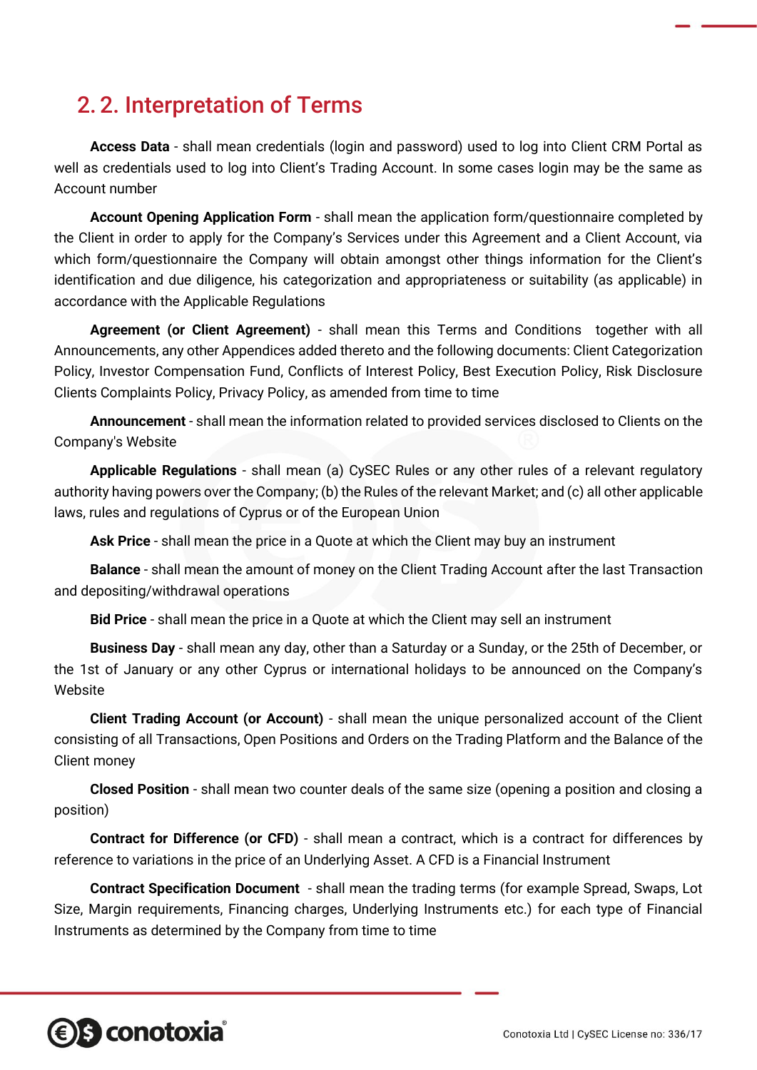## 2. 2. Interpretation of Terms

**Access Data** - shall mean credentials (login and password) used to log into Client CRM Portal as well as credentials used to log into Client's Trading Account. In some cases login may be the same as Account number

**Account Opening Application Form** - shall mean the application form/questionnaire completed by the Client in order to apply for the Company's Services under this Agreement and a Client Account, via which form/questionnaire the Company will obtain amongst other things information for the Client's identification and due diligence, his categorization and appropriateness or suitability (as applicable) in accordance with the Applicable Regulations

**Agreement (or Client Agreement)** - shall mean this Terms and Conditions together with all Announcements, any other Appendices added thereto and the following documents: Client Categorization Policy, Investor Compensation Fund, Conflicts of Interest Policy, Best Execution Policy, Risk Disclosure Clients Complaints Policy, Privacy Policy, as amended from time to time

**Announcement** - shall mean the information related to provided services disclosed to Clients on the Company's Website

**Applicable Regulations** - shall mean (a) CySEC Rules or any other rules of a relevant regulatory authority having powers over the Company; (b) the Rules of the relevant Market; and (c) all other applicable laws, rules and regulations of Cyprus or of the European Union

**Ask Price** - shall mean the price in a Quote at which the Client may buy an instrument

**Balance** - shall mean the amount of money on the Client Trading Account after the last Transaction and depositing/withdrawal operations

**Bid Price** - shall mean the price in a Quote at which the Client may sell an instrument

**Business Day** - shall mean any day, other than a Saturday or a Sunday, or the 25th of December, or the 1st of January or any other Cyprus or international holidays to be announced on the Company's Website

**Client Trading Account (or Account)** - shall mean the unique personalized account of the Client consisting of all Transactions, Open Positions and Orders on the Trading Platform and the Balance of the Client money

**Closed Position** - shall mean two counter deals of the same size (opening a position and closing a position)

**Contract for Difference (or CFD)** - shall mean a contract, which is a contract for differences by reference to variations in the price of an Underlying Asset. A CFD is a Financial Instrument

**Contract Specification Document** - shall mean the trading terms (for example Spread, Swaps, Lot Size, Margin requirements, Financing charges, Underlying Instruments etc.) for each type of Financial Instruments as determined by the Company from time to time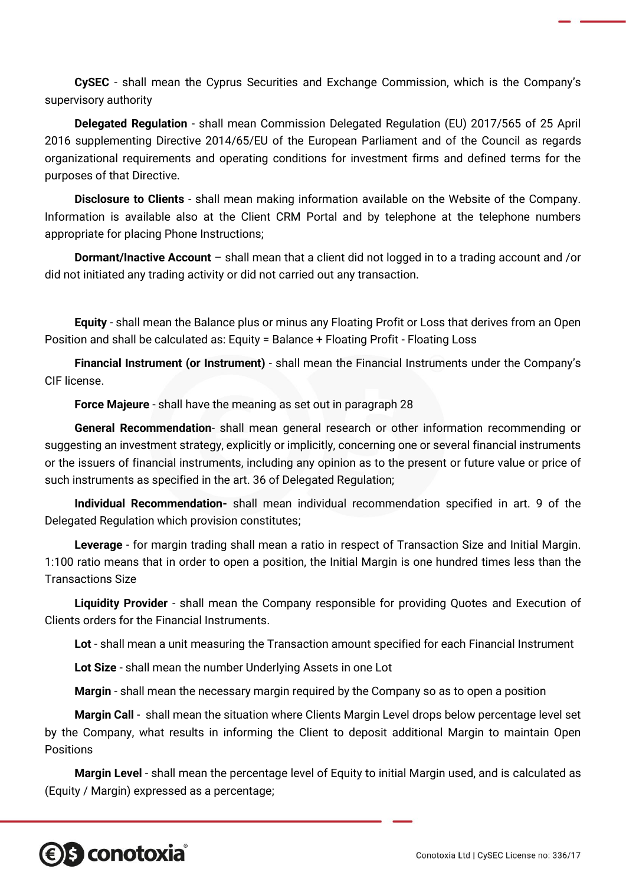**CySEC** - shall mean the Cyprus Securities and Exchange Commission, which is the Company's supervisory authority

**Delegated Regulation** - shall mean Commission Delegated Regulation (EU) 2017/565 of 25 April 2016 supplementing Directive 2014/65/EU of the European Parliament and of the Council as regards organizational requirements and operating conditions for investment firms and defined terms for the purposes of that Directive.

**Disclosure to Clients** - shall mean making information available on the Website of the Company. Information is available also at the Client CRM Portal and by telephone at the telephone numbers appropriate for placing Phone Instructions;

**Dormant/Inactive Account** – shall mean that a client did not logged in to a trading account and /or did not initiated any trading activity or did not carried out any transaction.

**Equity** - shall mean the Balance plus or minus any Floating Profit or Loss that derives from an Open Position and shall be calculated as: Equity = Balance + Floating Profit - Floating Loss

**Financial Instrument (or Instrument)** - shall mean the Financial Instruments under the Company's CIF license.

**Force Majeure** - shall have the meaning as set out in paragraph 28

**General Recommendation**- shall mean general research or other information recommending or suggesting an investment strategy, explicitly or implicitly, concerning one or several financial instruments or the issuers of financial instruments, including any opinion as to the present or future value or price of such instruments as specified in the art. 36 of Delegated Regulation;

**Individual Recommendation**- shall mean individual recommendation specified in art. 9 of the Delegated Regulation which provision constitutes;

**Leverage** - for margin trading shall mean a ratio in respect of Transaction Size and Initial Margin. 1:100 ratio means that in order to open a position, the Initial Margin is one hundred times less than the Transactions Size

**Liquidity Provider** - shall mean the Company responsible for providing Quotes and Execution of Clients orders for the Financial Instruments.

**Lot** - shall mean a unit measuring the Transaction amount specified for each Financial Instrument

**Lot Size** - shall mean the number Underlying Assets in one Lot

**Margin** - shall mean the necessary margin required by the Company so as to open a position

**Margin Call** - shall mean the situation where Clients Margin Level drops below percentage level set by the Company, what results in informing the Client to deposit additional Margin to maintain Open Positions

**Margin Level** - shall mean the percentage level of Equity to initial Margin used, and is calculated as (Equity / Margin) expressed as a percentage;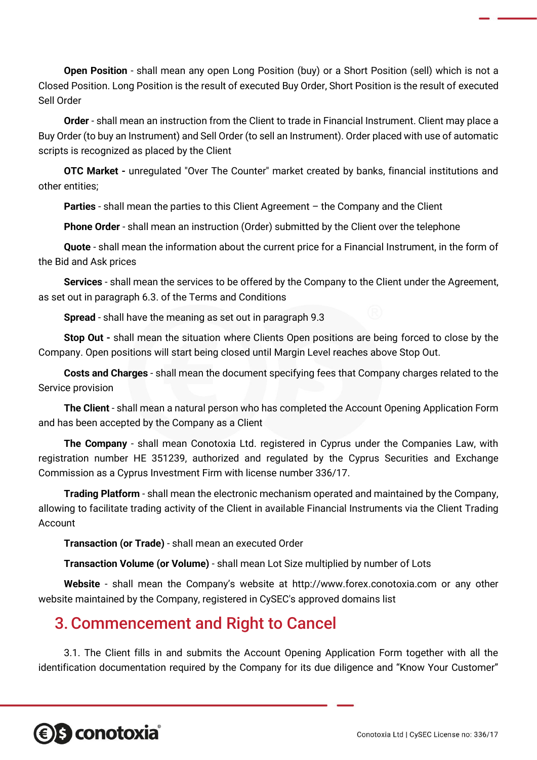**Open Position** - shall mean any open Long Position (buy) or a Short Position (sell) which is not a Closed Position. Long Position is the result of executed Buy Order, Short Position is the result of executed Sell Order

**Order** - shall mean an instruction from the Client to trade in Financial Instrument. Client may place a Buy Order (to buy an Instrument) and Sell Order (to sell an Instrument). Order placed with use of automatic scripts is recognized as placed by the Client

**OTC Market** - unregulated "Over The Counter" market created by banks, financial institutions and other entities;

**Parties** - shall mean the parties to this Client Agreement – the Company and the Client

**Phone Order** - shall mean an instruction (Order) submitted by the Client over the telephone

**Quote** - shall mean the information about the current price for a Financial Instrument, in the form of the Bid and Ask prices

**Services** - shall mean the services to be offered by the Company to the Client under the Agreement, as set out in paragraph 6.3. of the Terms and Conditions

**Spread** - shall have the meaning as set out in paragraph 9.3

**Stop Out** - shall mean the situation where Clients Open positions are being forced to close by the Company. Open positions will start being closed until Margin Level reaches above Stop Out.

**Costs and Charges** - shall mean the document specifying fees that Company charges related to the Service provision

**The Client** - shall mean a natural person who has completed the Account Opening Application Form and has been accepted by the Company as a Client

**The Company** - shall mean Conotoxia Ltd. registered in Cyprus under the Companies Law, with registration number HE 351239, authorized and regulated by the Cyprus Securities and Exchange Commission as a Cyprus Investment Firm with license number 336/17.

**Trading Platform** - shall mean the electronic mechanism operated and maintained by the Company, allowing to facilitate trading activity of the Client in available Financial Instruments via the Client Trading Account

**Transaction (or Trade)** - shall mean an executed Order

**Transaction Volume (or Volume)** - shall mean Lot Size multiplied by number of Lots

**Website** - shall mean the Company's website at http://www.forex.conotoxia.com or any other website maintained by the Company, registered in CySEC's approved domains list

## 3. Commencement and Right to Cancel

3.1. The Client fills in and submits the Account Opening Application Form together with all the identification documentation required by the Company for its due diligence and "Know Your Customer"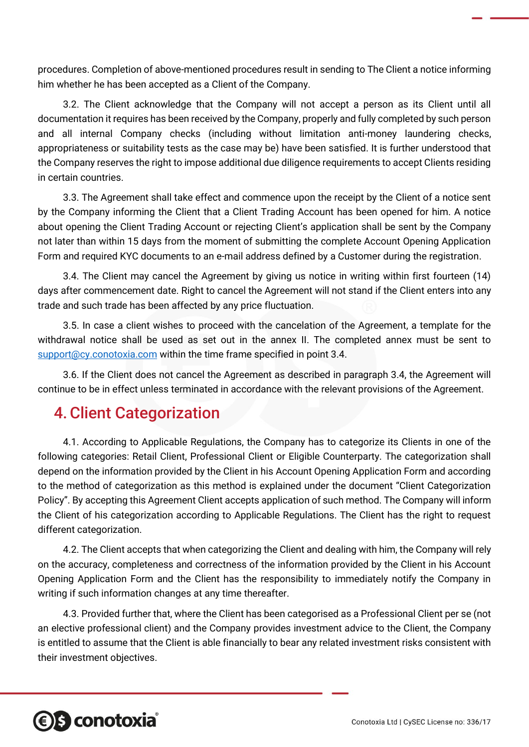procedures. Completion of above-mentioned procedures result in sending to The Client a notice informing him whether he has been accepted as a Client of the Company.

3.2. The Client acknowledge that the Company will not accept a person as its Client until all documentation it requires has been received by the Company, properly and fully completed by such person and all internal Company checks (including without limitation anti-money laundering checks, appropriateness or suitability tests as the case may be) have been satisfied. It is further understood that the Company reserves the right to impose additional due diligence requirements to accept Clients residing in certain countries.

3.3. The Agreement shall take effect and commence upon the receipt by the Client of a notice sent by the Company informing the Client that a Client Trading Account has been opened for him. A notice about opening the Client Trading Account or rejecting Client's application shall be sent by the Company not later than within 15 days from the moment of submitting the complete Account Opening Application Form and required KYC documents to an e-mail address defined by a Customer during the registration.

3.4. The Client may cancel the Agreement by giving us notice in writing within first fourteen (14) days after commencement date. Right to cancel the Agreement will not stand if the Client enters into any trade and such trade has been affected by any price fluctuation.

3.5. In case a client wishes to proceed with the cancelation of the Agreement, a template for the withdrawal notice shall be used as set out in the annex II. The completed annex must be sent to support@cy.conotoxia.com within the time frame specified in point 3.4.

3.6. If the Client does not cancel the Agreement as described in paragraph 3.4, the Agreement will continue to be in effect unless terminated in accordance with the relevant provisions of the Agreement.

# 4. Client Categorization

4.1. According to Applicable Regulations, the Company has to categorize its Clients in one of the following categories: Retail Client, Professional Client or Eligible Counterparty. The categorization shall depend on the information provided by the Client in his Account Opening Application Form and according to the method of categorization as this method is explained under the document "Client Categorization Policy". By accepting this Agreement Client accepts application of such method. The Company will inform the Client of his categorization according to Applicable Regulations. The Client has the right to request different categorization.

4.2. The Client accepts that when categorizing the Client and dealing with him, the Company will rely on the accuracy, completeness and correctness of the information provided by the Client in his Account Opening Application Form and the Client has the responsibility to immediately notify the Company in writing if such information changes at any time thereafter.

4.3. Provided further that, where the Client has been categorised as a Professional Client per se (not an elective professional client) and the Company provides investment advice to the Client, the Company is entitled to assume that the Client is able financially to bear any related investment risks consistent with their investment objectives.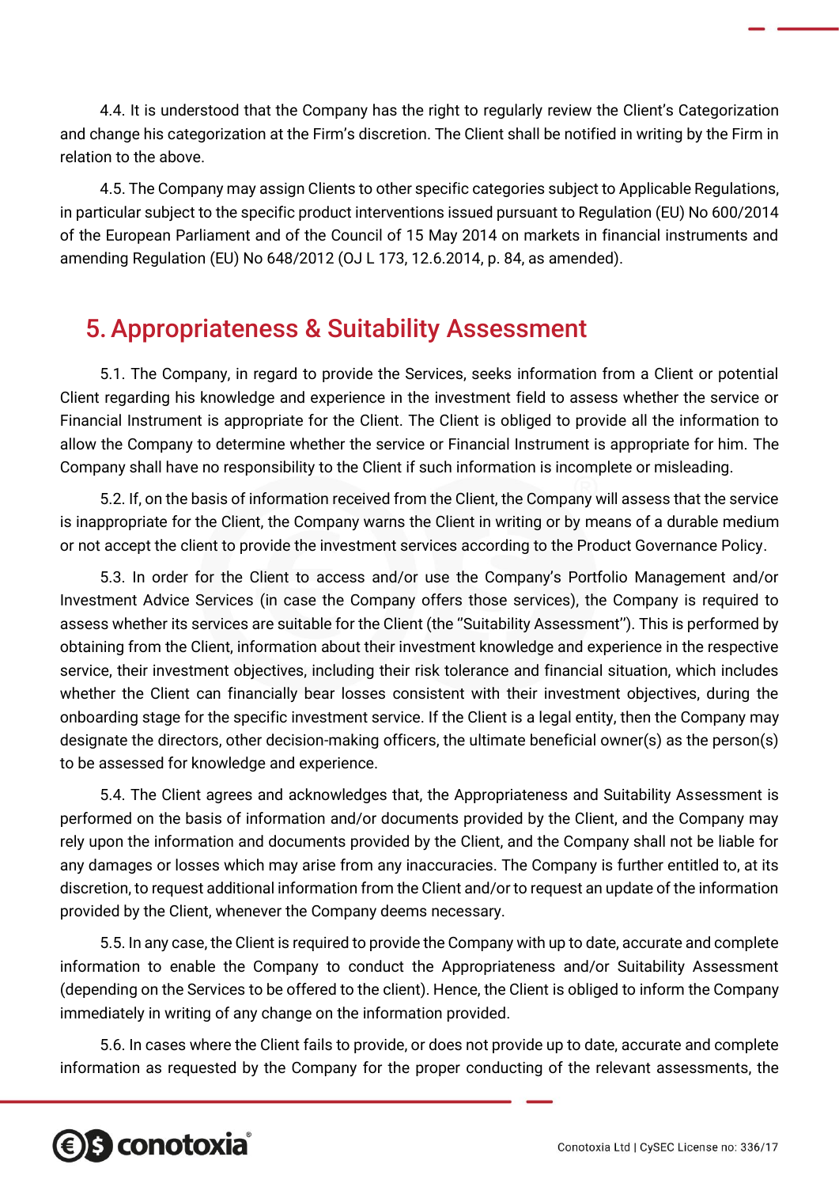4.4. It is understood that the Company has the right to regularly review the Client's Categorization and change his categorization at the Firm's discretion. The Client shall be notified in writing by the Firm in relation to the above.

4.5. The Company may assign Clients to other specific categories subject to Applicable Regulations, in particular subject to the specific product interventions issued pursuant to Regulation (EU) No 600/2014 of the European Parliament and of the Council of 15 May 2014 on markets in financial instruments and amending Regulation (EU) No 648/2012 (OJ L 173, 12.6.2014, p. 84, as amended).

## 5. Appropriateness & Suitability Assessment

5.1. The Company, in regard to provide the Services, seeks information from a Client or potential Client regarding his knowledge and experience in the investment field to assess whether the service or Financial Instrument is appropriate for the Client. The Client is obliged to provide all the information to allow the Company to determine whether the service or Financial Instrument is appropriate for him. The Company shall have no responsibility to the Client if such information is incomplete or misleading.

5.2. If, on the basis of information received from the Client, the Company will assess that the service is inappropriate for the Client, the Company warns the Client in writing or by means of a durable medium or not accept the client to provide the investment services according to the Product Governance Policy.

5.3. In order for the Client to access and/or use the Company's Portfolio Management and/or Investment Advice Services (in case the Company offers those services), the Company is required to assess whether its services are suitable for the Client (the "Suitability Assessment"). This is performed by obtaining from the Client, information about their investment knowledge and experience in the respective service, their investment objectives, including their risk tolerance and financial situation, which includes whether the Client can financially bear losses consistent with their investment objectives, during the onboarding stage for the specific investment service. If the Client is a legal entity, then the Company may designate the directors, other decision-making officers, the ultimate beneficial owner(s) as the person(s) to be assessed for knowledge and experience.

5.4. The Client agrees and acknowledges that, the Appropriateness and Suitability Assessment is performed on the basis of information and/or documents provided by the Client, and the Company may rely upon the information and documents provided by the Client, and the Company shall not be liable for any damages or losses which may arise from any inaccuracies. The Company is further entitled to, at its discretion, to request additional information from the Client and/or to request an update of the information provided by the Client, whenever the Company deems necessary.

5.5. In any case, the Client is required to provide the Company with up to date, accurate and complete information to enable the Company to conduct the Appropriateness and/or Suitability Assessment (depending on the Services to be offered to the client). Hence, the Client is obliged to inform the Company immediately in writing of any change on the information provided.

5.6. In cases where the Client fails to provide, or does not provide up to date, accurate and complete information as requested by the Company for the proper conducting of the relevant assessments, the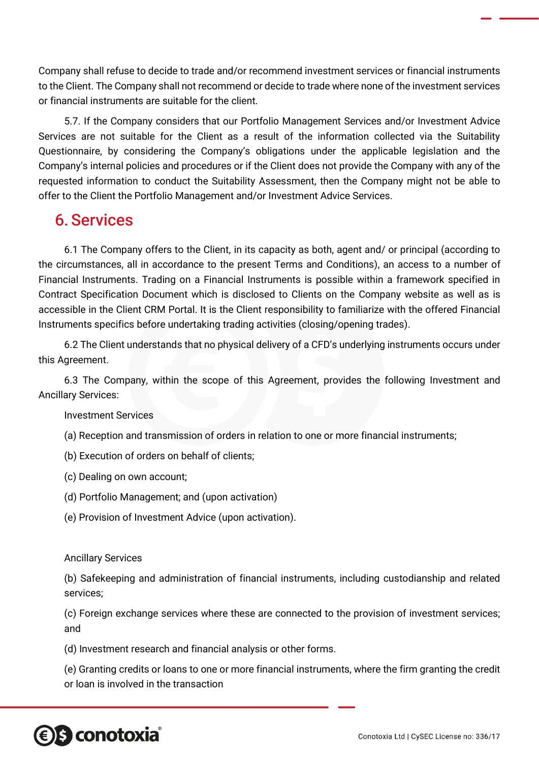Company shall refuse to decide to trade and/or recommend investment services or financial instruments to the Client. The Company shall not recommend or decide to trade where none of the investment services or financial instruments are suitable for the client.

5.7. If the Company considers that our Portfolio Management Services and/or Investment Advice Services are not suitable for the Client as a result of the information collected via the Suitability Questionnaire, by considering the Company's obligations under the applicable legislation and the Company's internal policies and procedures or if the Client does not provide the Company with any of the requested information to conduct the Suitability Assessment, then the Company might not be able to offer to the Client the Portfolio Management and/or Investment Advice Services.

## 6. Services

6.1 The Company offers to the Client, in its capacity as both, agent and/ or principal (according to the circumstances, all in accordance to the present Terms and Conditions), an access to a number of Financial Instruments. Trading on a Financial Instruments is possible within a framework specified in Contract Specification Document which is disclosed to Clients on the Company website as well as is accessible in the Client CRM Portal. It is the Client responsibility to familiarize with the offered Financial Instruments specifics before undertaking trading activities (closing/opening trades).

6.2 The Client understands that no physical delivery of a CFD's underlying instruments occurs under this Agreement.

6.3 The Company, within the scope of this Agreement, provides the following Investment and Ancillary Services:

Investment Services

(a) Reception and transmission of orders in relation to one or more financial instruments;

(b) Execution of orders on behalf of clients;

(c) Dealing on own account;

(d) Portfolio Management; and (upon activation)

(e) Provision of Investment Advice (upon activation).

Ancillary Services

(b) Safekeeping and administration of financial instruments, including custodianship and related services;

(c) Foreign exchange services where these are connected to the provision of investment services; and

(d) Investment research and financial analysis or other forms.

(e) Granting credits or loans to one or more financial instruments, where the firm granting the credit or loan is involved in the transaction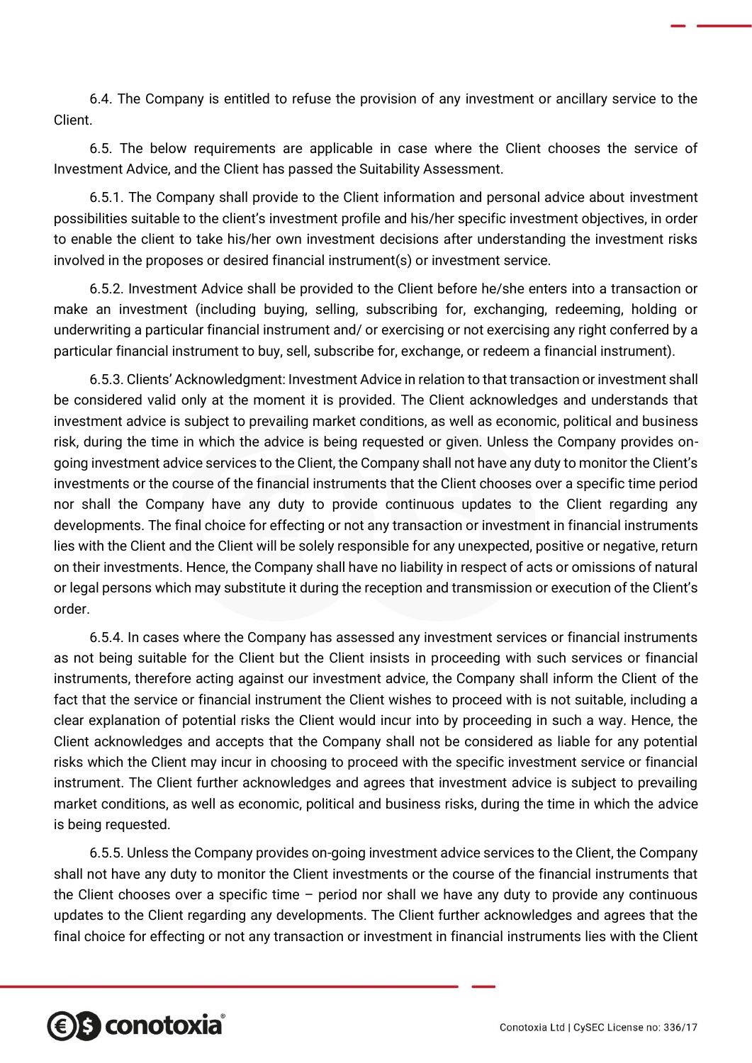6.4. The Company is entitled to refuse the provision of any investment or ancillary service to the Client.

6.5. The below requirements are applicable in case where the Client chooses the service of Investment Advice, and the Client has passed the Suitability Assessment.

6.5.1. The Company shall provide to the Client information and personal advice about investment possibilities suitable to the client's investment profile and his/her specific investment objectives, in order to enable the client to take his/her own investment decisions after understanding the investment risks involved in the proposes or desired financial instrument(s) or investment service.

6.5.2. Investment Advice shall be provided to the Client before he/she enters into a transaction or make an investment (including buying, selling, subscribing for, exchanging, redeeming, holding or underwriting a particular financial instrument and/ or exercising or not exercising any right conferred by a particular financial instrument to buy, sell, subscribe for, exchange, or redeem a financial instrument).

6.5.3. Clients' Acknowledgment: Investment Advice in relation to that transaction or investment shall be considered valid only at the moment it is provided. The Client acknowledges and understands that investment advice is subject to prevailing market conditions, as well as economic, political and business risk, during the time in which the advice is being requested or given. Unless the Company provides on-going investment advice services to the Client, the Company shall not have any duty to monitor the Client's investments or the course of the financial instruments that the Client chooses over a specific time period nor shall the Company have any duty to provide continuous updates to the Client regarding any developments. The final choice for effecting or not any transaction or investment in financial instruments lies with the Client and the Client will be solely responsible for any unexpected, positive or negative, return on their investments. Hence, the Company shall have no liability in respect of acts or omissions of natural or legal persons which may substitute it during the reception and transmission or execution of the Client's order.

6.5.4. In cases where the Company has assessed any investment services or financial instruments as not being suitable for the Client but the Client insists in proceeding with such services or financial instruments, therefore acting against our investment advice, the Company shall inform the Client of the fact that the service or financial instrument the Client wishes to proceed with is not suitable, including a clear explanation of potential risks the Client would incur into by proceeding in such a way. Hence, the Client acknowledges and accepts that the Company shall not be considered as liable for any potential risks which the Client may incur in choosing to proceed with the specific investment service or financial instrument. The Client further acknowledges and agrees that investment advice is subject to prevailing market conditions, as well as economic, political and business risks, during the time in which the advice is being requested.

6.5.5. Unless the Company provides on-going investment advice services to the Client, the Company shall not have any duty to monitor the Client investments or the course of the financial instruments that the Client chooses over a specific time – period nor shall we have any duty to provide any continuous updates to the Client regarding any developments. The Client further acknowledges and agrees that the final choice for effecting or not any transaction or investment in financial instruments lies with the Client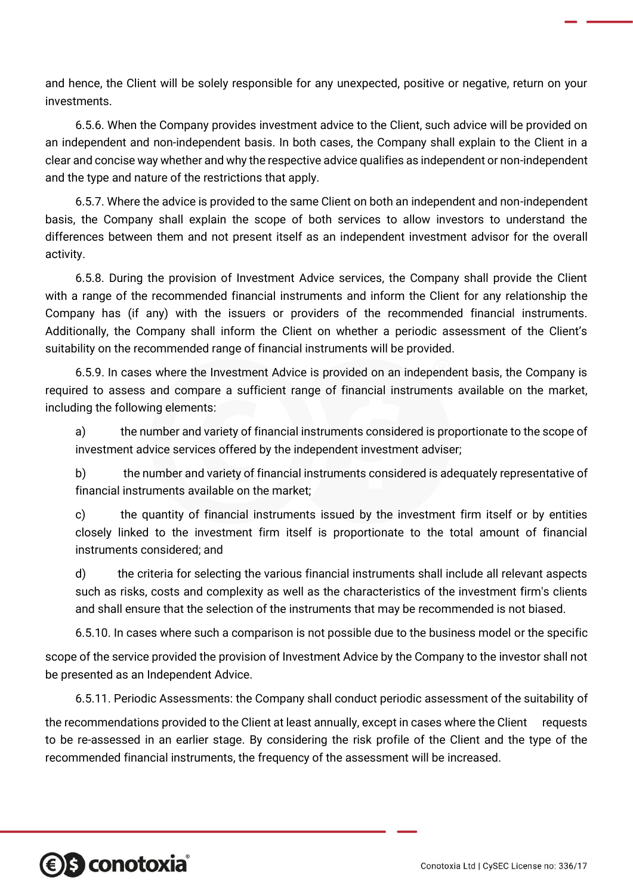and hence, the Client will be solely responsible for any unexpected, positive or negative, return on your investments.

6.5.6. When the Company provides investment advice to the Client, such advice will be provided on an independent and non-independent basis. In both cases, the Company shall explain to the Client in a clear and concise way whether and why the respective advice qualifies as independent or non-independent and the type and nature of the restrictions that apply.

6.5.7. Where the advice is provided to the same Client on both an independent and non-independent basis, the Company shall explain the scope of both services to allow investors to understand the differences between them and not present itself as an independent investment advisor for the overall activity.

6.5.8. During the provision of Investment Advice services, the Company shall provide the Client with a range of the recommended financial instruments and inform the Client for any relationship the Company has (if any) with the issuers or providers of the recommended financial instruments. Additionally, the Company shall inform the Client on whether a periodic assessment of the Client's suitability on the recommended range of financial instruments will be provided.

6.5.9. In cases where the Investment Advice is provided on an independent basis, the Company is required to assess and compare a sufficient range of financial instruments available on the market, including the following elements:

a) the number and variety of financial instruments considered is proportionate to the scope of investment advice services offered by the independent investment adviser;

b) the number and variety of financial instruments considered is adequately representative of financial instruments available on the market;

c) the quantity of financial instruments issued by the investment firm itself or by entities closely linked to the investment firm itself is proportionate to the total amount of financial instruments considered; and

d) the criteria for selecting the various financial instruments shall include all relevant aspects such as risks, costs and complexity as well as the characteristics of the investment firm's clients and shall ensure that the selection of the instruments that may be recommended is not biased.

6.5.10. In cases where such a comparison is not possible due to the business model or the specific scope of the service provided the provision of Investment Advice by the Company to the investor shall not be presented as an Independent Advice.

6.5.11. Periodic Assessments: the Company shall conduct periodic assessment of the suitability of the recommendations provided to the Client at least annually, except in cases where the Client requests to be re-assessed in an earlier stage. By considering the risk profile of the Client and the type of the recommended financial instruments, the frequency of the assessment will be increased.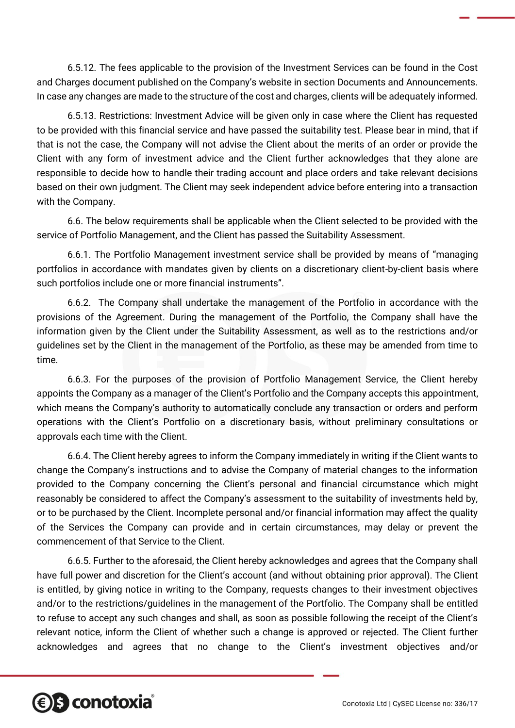6.5.12. The fees applicable to the provision of the Investment Services can be found in the Cost and Charges document published on the Company's website in section Documents and Announcements. In case any changes are made to the structure of the cost and charges, clients will be adequately informed.

6.5.13. Restrictions: Investment Advice will be given only in case where the Client has requested to be provided with this financial service and have passed the suitability test. Please bear in mind, that if that is not the case, the Company will not advise the Client about the merits of an order or provide the Client with any form of investment advice and the Client further acknowledges that they alone are responsible to decide how to handle their trading account and place orders and take relevant decisions based on their own judgment. The Client may seek independent advice before entering into a transaction with the Company.

6.6. The below requirements shall be applicable when the Client selected to be provided with the service of Portfolio Management, and the Client has passed the Suitability Assessment.

6.6.1. The Portfolio Management investment service shall be provided by means of "managing portfolios in accordance with mandates given by clients on a discretionary client-by-client basis where such portfolios include one or more financial instruments".

6.6.2. The Company shall undertake the management of the Portfolio in accordance with the provisions of the Agreement. During the management of the Portfolio, the Company shall have the information given by the Client under the Suitability Assessment, as well as to the restrictions and/or guidelines set by the Client in the management of the Portfolio, as these may be amended from time to time.

6.6.3. For the purposes of the provision of Portfolio Management Service, the Client hereby appoints the Company as a manager of the Client's Portfolio and the Company accepts this appointment, which means the Company's authority to automatically conclude any transaction or orders and perform operations with the Client's Portfolio on a discretionary basis, without preliminary consultations or approvals each time with the Client.

6.6.4. The Client hereby agrees to inform the Company immediately in writing if the Client wants to change the Company's instructions and to advise the Company of material changes to the information provided to the Company concerning the Client's personal and financial circumstance which might reasonably be considered to affect the Company's assessment to the suitability of investments held by, or to be purchased by the Client. Incomplete personal and/or financial information may affect the quality of the Services the Company can provide and in certain circumstances, may delay or prevent the commencement of that Service to the Client.

6.6.5. Further to the aforesaid, the Client hereby acknowledges and agrees that the Company shall have full power and discretion for the Client's account (and without obtaining prior approval). The Client is entitled, by giving notice in writing to the Company, requests changes to their investment objectives and/or to the restrictions/guidelines in the management of the Portfolio. The Company shall be entitled to refuse to accept any such changes and shall, as soon as possible following the receipt of the Client's relevant notice, inform the Client of whether such a change is approved or rejected. The Client further acknowledges and agrees that no change to the Client's investment objectives and/or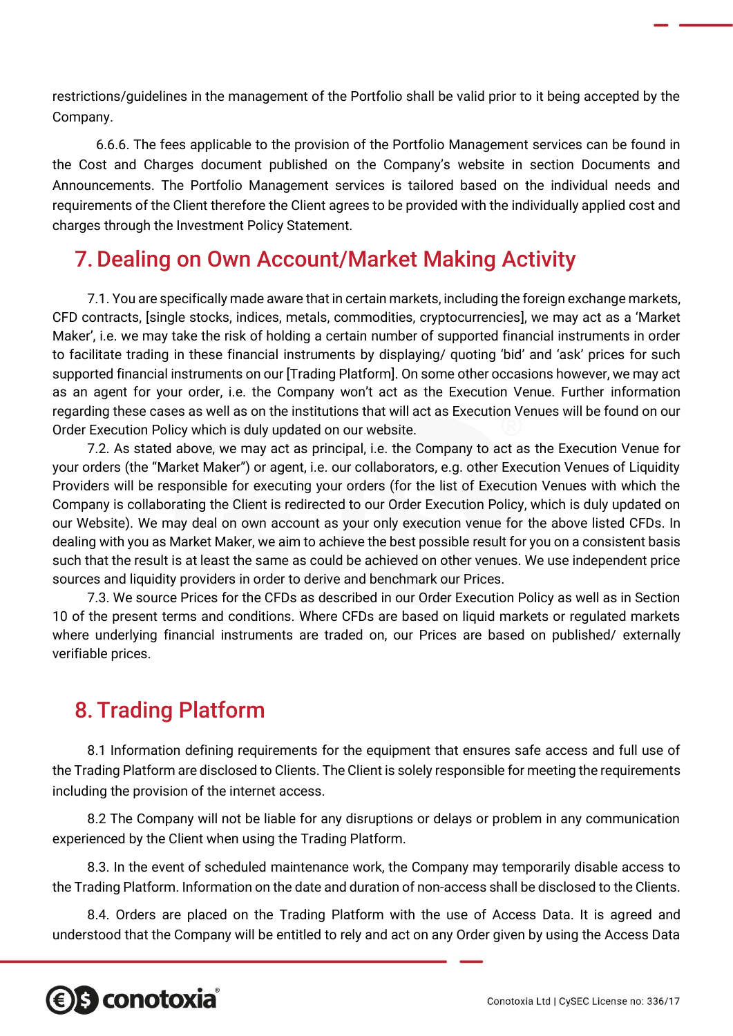restrictions/guidelines in the management of the Portfolio shall be valid prior to it being accepted by the Company.

6.6.6. The fees applicable to the provision of the Portfolio Management services can be found in the Cost and Charges document published on the Company's website in section Documents and Announcements. The Portfolio Management services is tailored based on the individual needs and requirements of the Client therefore the Client agrees to be provided with the individually applied cost and charges through the Investment Policy Statement.

## 7. Dealing on Own Account/Market Making Activity

7.1. You are specifically made aware that in certain markets, including the foreign exchange markets, CFD contracts, [single stocks, indices, metals, commodities, cryptocurrencies], we may act as a 'Market Maker', i.e. we may take the risk of holding a certain number of supported financial instruments in order to facilitate trading in these financial instruments by displaying/ quoting 'bid' and 'ask' prices for such supported financial instruments on our [Trading Platform]. On some other occasions however, we may act as an agent for your order, i.e. the Company won't act as the Execution Venue. Further information regarding these cases as well as on the institutions that will act as Execution Venues will be found on our Order Execution Policy which is duly updated on our website.

7.2. As stated above, we may act as principal, i.e. the Company to act as the Execution Venue for your orders (the "Market Maker") or agent, i.e. our collaborators, e.g. other Execution Venues of Liquidity Providers will be responsible for executing your orders (for the list of Execution Venues with which the Company is collaborating the Client is redirected to our Order Execution Policy, which is duly updated on our Website). We may deal on own account as your only execution venue for the above listed CFDs. In dealing with you as Market Maker, we aim to achieve the best possible result for you on a consistent basis such that the result is at least the same as could be achieved on other venues. We use independent price sources and liquidity providers in order to derive and benchmark our Prices.

7.3. We source Prices for the CFDs as described in our Order Execution Policy as well as in Section 10 of the present terms and conditions. Where CFDs are based on liquid markets or regulated markets where underlying financial instruments are traded on, our Prices are based on published/ externally verifiable prices.

## 8. Trading Platform

8.1 Information defining requirements for the equipment that ensures safe access and full use of the Trading Platform are disclosed to Clients. The Client is solely responsible for meeting the requirements including the provision of the internet access.

8.2 The Company will not be liable for any disruptions or delays or problem in any communication experienced by the Client when using the Trading Platform.

8.3. In the event of scheduled maintenance work, the Company may temporarily disable access to the Trading Platform. Information on the date and duration of non-access shall be disclosed to the Clients.

8.4. Orders are placed on the Trading Platform with the use of Access Data. It is agreed and understood that the Company will be entitled to rely and act on any Order given by using the Access Data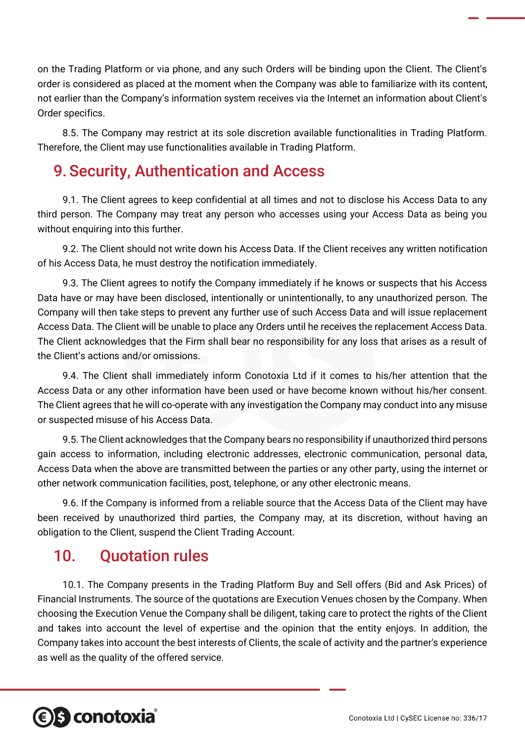on the Trading Platform or via phone, and any such Orders will be binding upon the Client. The Client's order is considered as placed at the moment when the Company was able to familiarize with its content, not earlier than the Company's information system receives via the Internet an information about Client's Order specifics.

8.5. The Company may restrict at its sole discretion available functionalities in Trading Platform. Therefore, the Client may use functionalities available in Trading Platform.

## 9. Security, Authentication and Access

9.1. The Client agrees to keep confidential at all times and not to disclose his Access Data to any third person. The Company may treat any person who accesses using your Access Data as being you without enquiring into this further.

9.2. The Client should not write down his Access Data. If the Client receives any written notification of his Access Data, he must destroy the notification immediately.

9.3. The Client agrees to notify the Company immediately if he knows or suspects that his Access Data have or may have been disclosed, intentionally or unintentionally, to any unauthorized person. The Company will then take steps to prevent any further use of such Access Data and will issue replacement Access Data. The Client will be unable to place any Orders until he receives the replacement Access Data. The Client acknowledges that the Firm shall bear no responsibility for any loss that arises as a result of the Client's actions and/or omissions.

9.4. The Client shall immediately inform Conotoxia Ltd if it comes to his/her attention that the Access Data or any other information have been used or have become known without his/her consent. The Client agrees that he will co-operate with any investigation the Company may conduct into any misuse or suspected misuse of his Access Data.

9.5. The Client acknowledges that the Company bears no responsibility if unauthorized third persons gain access to information, including electronic addresses, electronic communication, personal data, Access Data when the above are transmitted between the parties or any other party, using the internet or other network communication facilities, post, telephone, or any other electronic means.

9.6. If the Company is informed from a reliable source that the Access Data of the Client may have been received by unauthorized third parties, the Company may, at its discretion, without having an obligation to the Client, suspend the Client Trading Account.

## 10. Quotation rules

10.1. The Company presents in the Trading Platform Buy and Sell offers (Bid and Ask Prices) of Financial Instruments. The source of the quotations are Execution Venues chosen by the Company. When choosing the Execution Venue the Company shall be diligent, taking care to protect the rights of the Client and takes into account the level of expertise and the opinion that the entity enjoys. In addition, the Company takes into account the best interests of Clients, the scale of activity and the partner's experience as well as the quality of the offered service.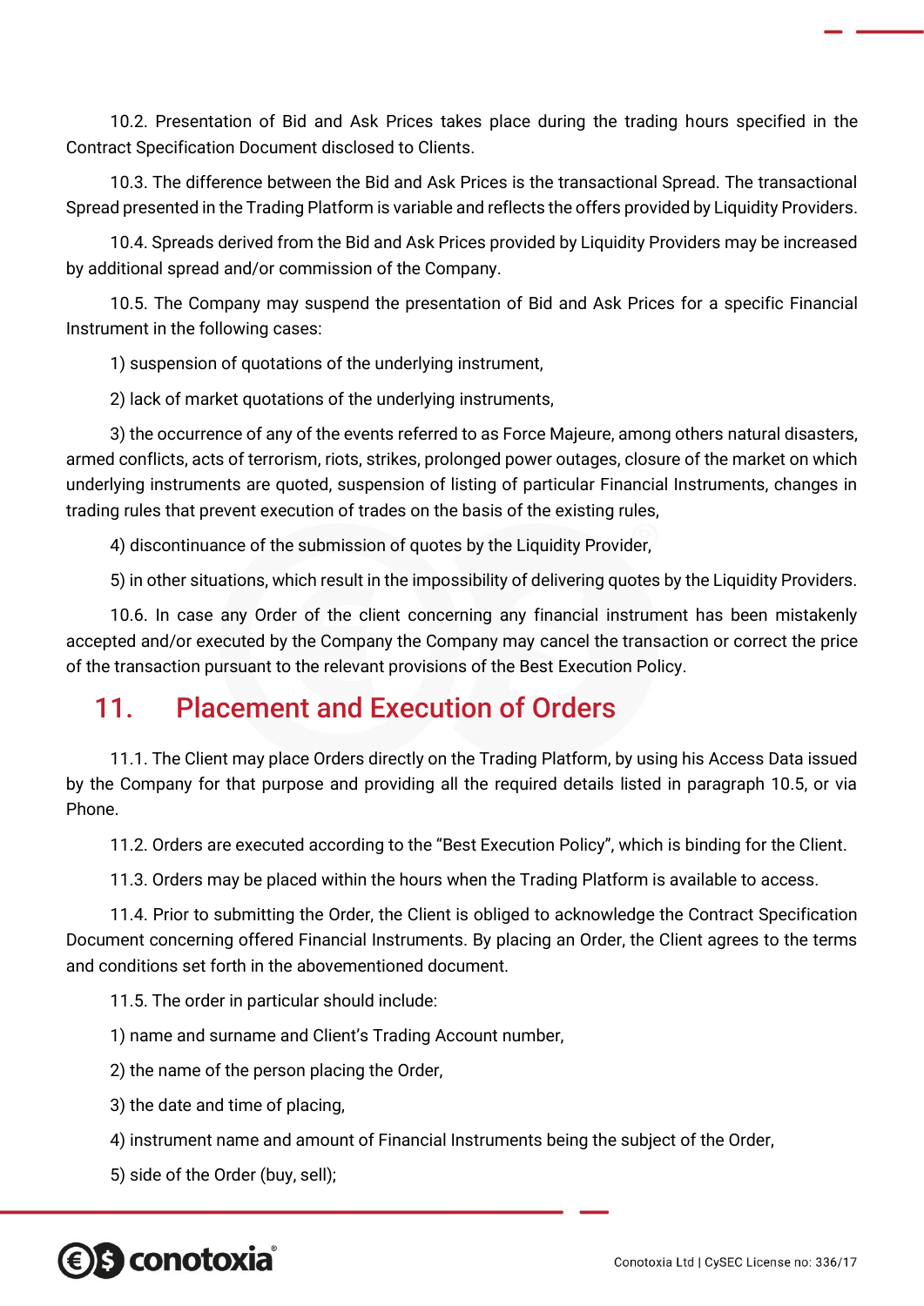10.2. Presentation of Bid and Ask Prices takes place during the trading hours specified in the Contract Specification Document disclosed to Clients.

10.3. The difference between the Bid and Ask Prices is the transactional Spread. The transactional Spread presented in the Trading Platform is variable and reflects the offers provided by Liquidity Providers.

10.4. Spreads derived from the Bid and Ask Prices provided by Liquidity Providers may be increased by additional spread and/or commission of the Company.

10.5. The Company may suspend the presentation of Bid and Ask Prices for a specific Financial Instrument in the following cases:

1) suspension of quotations of the underlying instrument,

2) lack of market quotations of the underlying instruments,

3) the occurrence of any of the events referred to as Force Majeure, among others natural disasters, armed conflicts, acts of terrorism, riots, strikes, prolonged power outages, closure of the market on which underlying instruments are quoted, suspension of listing of particular Financial Instruments, changes in trading rules that prevent execution of trades on the basis of the existing rules,

4) discontinuance of the submission of quotes by the Liquidity Provider,

5) in other situations, which result in the impossibility of delivering quotes by the Liquidity Providers.

10.6. In case any Order of the client concerning any financial instrument has been mistakenly accepted and/or executed by the Company the Company may cancel the transaction or correct the price of the transaction pursuant to the relevant provisions of the Best Execution Policy.

## 11. Placement and Execution of Orders

11.1. The Client may place Orders directly on the Trading Platform, by using his Access Data issued by the Company for that purpose and providing all the required details listed in paragraph 10.5, or via Phone.

11.2. Orders are executed according to the “Best Execution Policy”, which is binding for the Client.

11.3. Orders may be placed within the hours when the Trading Platform is available to access.

11.4. Prior to submitting the Order, the Client is obliged to acknowledge the Contract Specification Document concerning offered Financial Instruments. By placing an Order, the Client agrees to the terms and conditions set forth in the abovementioned document.

11.5. The order in particular should include:

1) name and surname and Client’s Trading Account number,

2) the name of the person placing the Order,

3) the date and time of placing,

4) instrument name and amount of Financial Instruments being the subject of the Order,

5) side of the Order (buy, sell);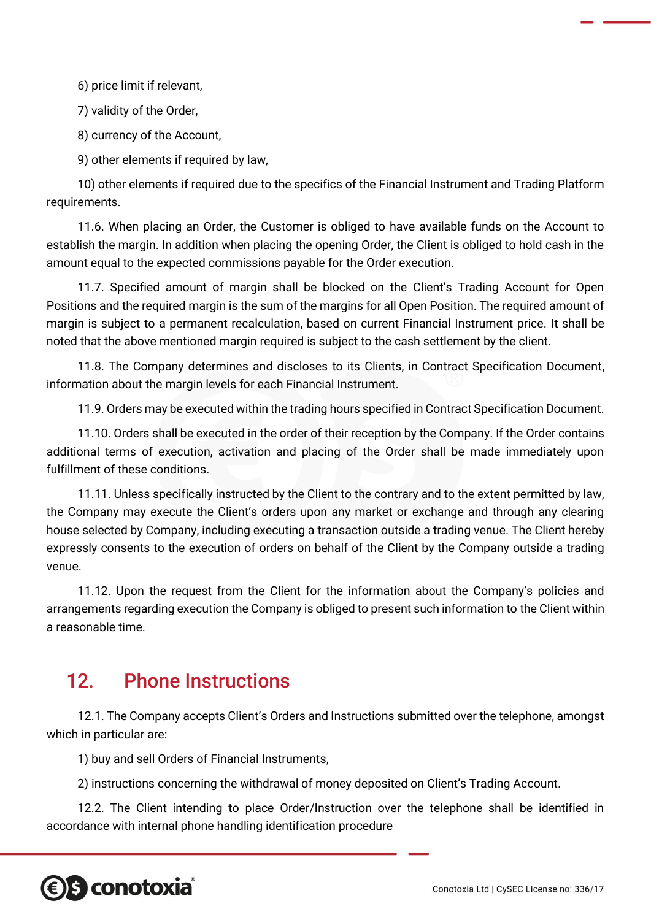6) price limit if relevant,

7) validity of the Order,

8) currency of the Account,

9) other elements if required by law,

10) other elements if required due to the specifics of the Financial Instrument and Trading Platform requirements.

11.6. When placing an Order, the Customer is obliged to have available funds on the Account to establish the margin. In addition when placing the opening Order, the Client is obliged to hold cash in the amount equal to the expected commissions payable for the Order execution.

11.7. Specified amount of margin shall be blocked on the Client's Trading Account for Open Positions and the required margin is the sum of the margins for all Open Position. The required amount of margin is subject to a permanent recalculation, based on current Financial Instrument price. It shall be noted that the above mentioned margin required is subject to the cash settlement by the client.

11.8. The Company determines and discloses to its Clients, in Contract Specification Document, information about the margin levels for each Financial Instrument.

11.9. Orders may be executed within the trading hours specified in Contract Specification Document.

11.10. Orders shall be executed in the order of their reception by the Company. If the Order contains additional terms of execution, activation and placing of the Order shall be made immediately upon fulfillment of these conditions.

11.11. Unless specifically instructed by the Client to the contrary and to the extent permitted by law, the Company may execute the Client's orders upon any market or exchange and through any clearing house selected by Company, including executing a transaction outside a trading venue. The Client hereby expressly consents to the execution of orders on behalf of the Client by the Company outside a trading venue.

11.12. Upon the request from the Client for the information about the Company's policies and arrangements regarding execution the Company is obliged to present such information to the Client within a reasonable time.

## 12. Phone Instructions

12.1. The Company accepts Client's Orders and Instructions submitted over the telephone, amongst which in particular are:

1) buy and sell Orders of Financial Instruments,

2) instructions concerning the withdrawal of money deposited on Client's Trading Account.

12.2. The Client intending to place Order/Instruction over the telephone shall be identified in accordance with internal phone handling identification procedure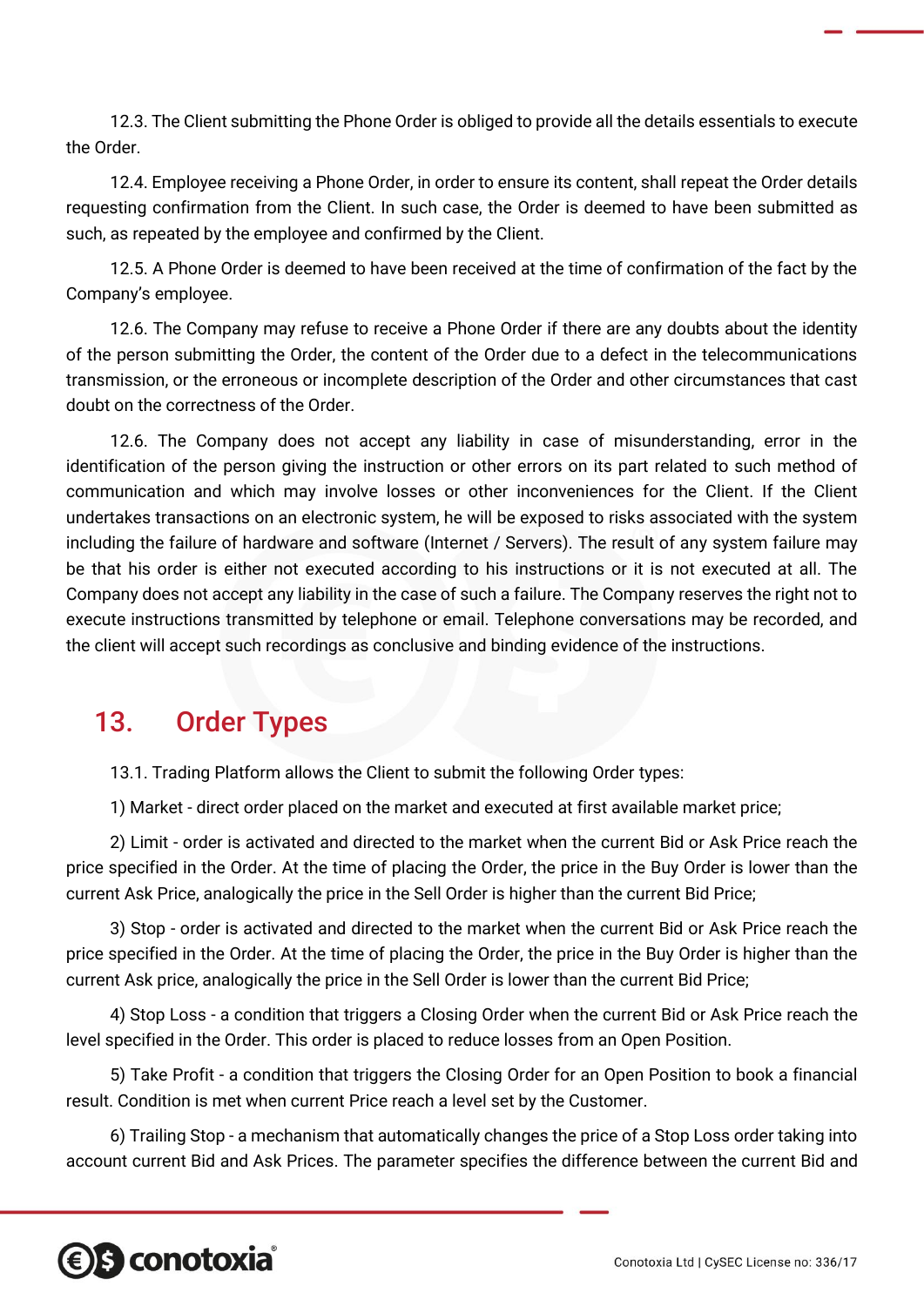12.3. The Client submitting the Phone Order is obliged to provide all the details essentials to execute the Order.

12.4. Employee receiving a Phone Order, in order to ensure its content, shall repeat the Order details requesting confirmation from the Client. In such case, the Order is deemed to have been submitted as such, as repeated by the employee and confirmed by the Client.

12.5. A Phone Order is deemed to have been received at the time of confirmation of the fact by the Company's employee.

12.6. The Company may refuse to receive a Phone Order if there are any doubts about the identity of the person submitting the Order, the content of the Order due to a defect in the telecommunications transmission, or the erroneous or incomplete description of the Order and other circumstances that cast doubt on the correctness of the Order.

12.6. The Company does not accept any liability in case of misunderstanding, error in the identification of the person giving the instruction or other errors on its part related to such method of communication and which may involve losses or other inconveniences for the Client. If the Client undertakes transactions on an electronic system, he will be exposed to risks associated with the system including the failure of hardware and software (Internet / Servers). The result of any system failure may be that his order is either not executed according to his instructions or it is not executed at all. The Company does not accept any liability in the case of such a failure. The Company reserves the right not to execute instructions transmitted by telephone or email. Telephone conversations may be recorded, and the client will accept such recordings as conclusive and binding evidence of the instructions.

## 13. Order Types

13.1. Trading Platform allows the Client to submit the following Order types:

1) Market - direct order placed on the market and executed at first available market price;

2) Limit - order is activated and directed to the market when the current Bid or Ask Price reach the price specified in the Order. At the time of placing the Order, the price in the Buy Order is lower than the current Ask Price, analogically the price in the Sell Order is higher than the current Bid Price;

3) Stop - order is activated and directed to the market when the current Bid or Ask Price reach the price specified in the Order. At the time of placing the Order, the price in the Buy Order is higher than the current Ask price, analogically the price in the Sell Order is lower than the current Bid Price;

4) Stop Loss - a condition that triggers a Closing Order when the current Bid or Ask Price reach the level specified in the Order. This order is placed to reduce losses from an Open Position.

5) Take Profit - a condition that triggers the Closing Order for an Open Position to book a financial result. Condition is met when current Price reach a level set by the Customer.

6) Trailing Stop - a mechanism that automatically changes the price of a Stop Loss order taking into account current Bid and Ask Prices. The parameter specifies the difference between the current Bid and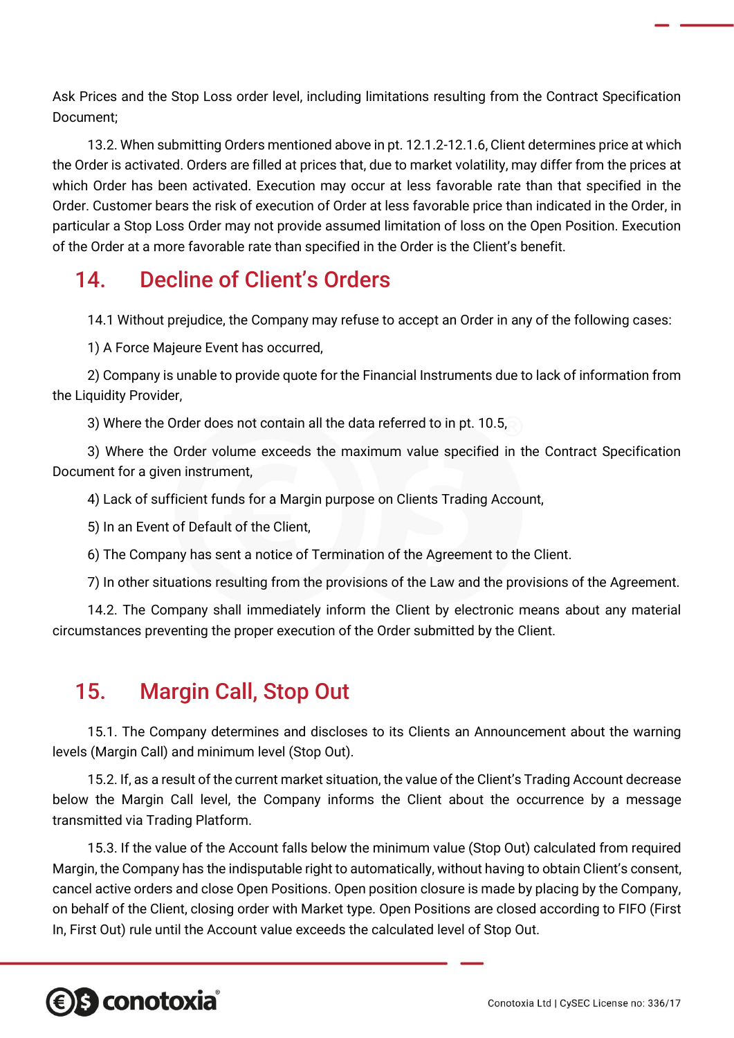Ask Prices and the Stop Loss order level, including limitations resulting from the Contract Specification Document;

13.2. When submitting Orders mentioned above in pt. 12.1.2-12.1.6, Client determines price at which the Order is activated. Orders are filled at prices that, due to market volatility, may differ from the prices at which Order has been activated. Execution may occur at less favorable rate than that specified in the Order. Customer bears the risk of execution of Order at less favorable price than indicated in the Order, in particular a Stop Loss Order may not provide assumed limitation of loss on the Open Position. Execution of the Order at a more favorable rate than specified in the Order is the Client's benefit.

## 14. Decline of Client's Orders

14.1 Without prejudice, the Company may refuse to accept an Order in any of the following cases:

1) A Force Majeure Event has occurred,

2) Company is unable to provide quote for the Financial Instruments due to lack of information from the Liquidity Provider,

3) Where the Order does not contain all the data referred to in pt. 10.5,

3) Where the Order volume exceeds the maximum value specified in the Contract Specification Document for a given instrument,

4) Lack of sufficient funds for a Margin purpose on Clients Trading Account,

5) In an Event of Default of the Client,

6) The Company has sent a notice of Termination of the Agreement to the Client.

7) In other situations resulting from the provisions of the Law and the provisions of the Agreement.

14.2. The Company shall immediately inform the Client by electronic means about any material circumstances preventing the proper execution of the Order submitted by the Client.

## 15. Margin Call, Stop Out

15.1. The Company determines and discloses to its Clients an Announcement about the warning levels (Margin Call) and minimum level (Stop Out).

15.2. If, as a result of the current market situation, the value of the Client's Trading Account decrease below the Margin Call level, the Company informs the Client about the occurrence by a message transmitted via Trading Platform.

15.3. If the value of the Account falls below the minimum value (Stop Out) calculated from required Margin, the Company has the indisputable right to automatically, without having to obtain Client's consent, cancel active orders and close Open Positions. Open position closure is made by placing by the Company, on behalf of the Client, closing order with Market type. Open Positions are closed according to FIFO (First In, First Out) rule until the Account value exceeds the calculated level of Stop Out.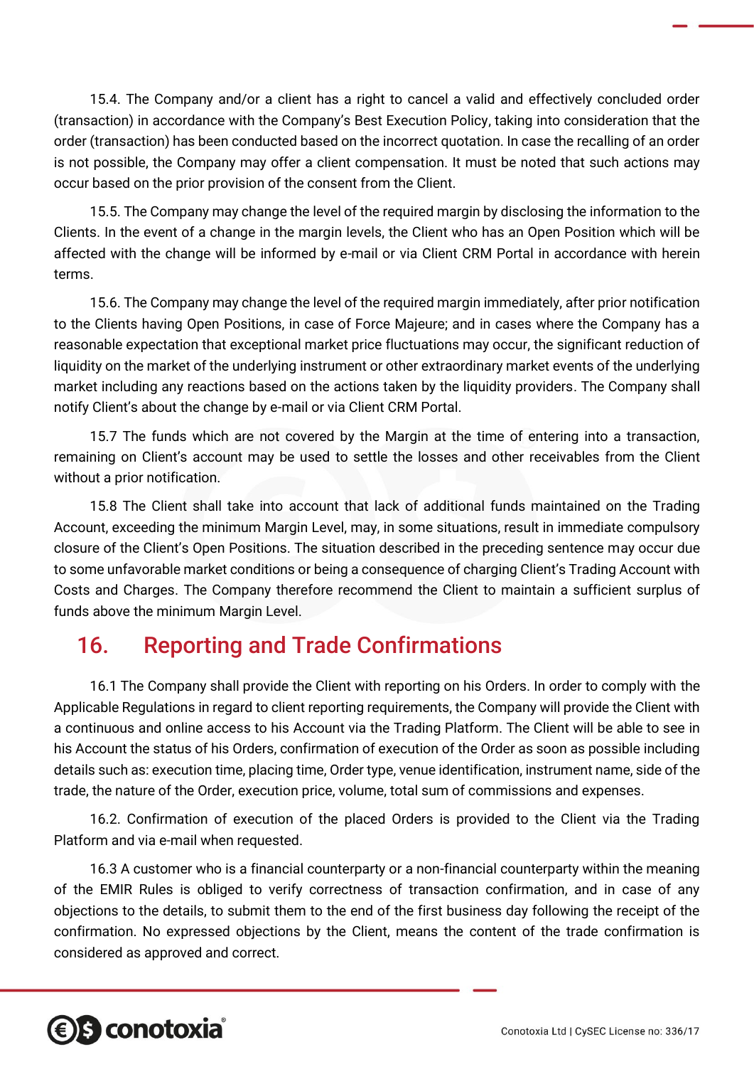15.4. The Company and/or a client has a right to cancel a valid and effectively concluded order (transaction) in accordance with the Company's Best Execution Policy, taking into consideration that the order (transaction) has been conducted based on the incorrect quotation. In case the recalling of an order is not possible, the Company may offer a client compensation. It must be noted that such actions may occur based on the prior provision of the consent from the Client.

15.5. The Company may change the level of the required margin by disclosing the information to the Clients. In the event of a change in the margin levels, the Client who has an Open Position which will be affected with the change will be informed by e-mail or via Client CRM Portal in accordance with herein terms.

15.6. The Company may change the level of the required margin immediately, after prior notification to the Clients having Open Positions, in case of Force Majeure; and in cases where the Company has a reasonable expectation that exceptional market price fluctuations may occur, the significant reduction of liquidity on the market of the underlying instrument or other extraordinary market events of the underlying market including any reactions based on the actions taken by the liquidity providers. The Company shall notify Client's about the change by e-mail or via Client CRM Portal.

15.7 The funds which are not covered by the Margin at the time of entering into a transaction, remaining on Client's account may be used to settle the losses and other receivables from the Client without a prior notification.

15.8 The Client shall take into account that lack of additional funds maintained on the Trading Account, exceeding the minimum Margin Level, may, in some situations, result in immediate compulsory closure of the Client's Open Positions. The situation described in the preceding sentence may occur due to some unfavorable market conditions or being a consequence of charging Client's Trading Account with Costs and Charges. The Company therefore recommend the Client to maintain a sufficient surplus of funds above the minimum Margin Level.

## 16. Reporting and Trade Confirmations

16.1 The Company shall provide the Client with reporting on his Orders. In order to comply with the Applicable Regulations in regard to client reporting requirements, the Company will provide the Client with a continuous and online access to his Account via the Trading Platform. The Client will be able to see in his Account the status of his Orders, confirmation of execution of the Order as soon as possible including details such as: execution time, placing time, Order type, venue identification, instrument name, side of the trade, the nature of the Order, execution price, volume, total sum of commissions and expenses.

16.2. Confirmation of execution of the placed Orders is provided to the Client via the Trading Platform and via e-mail when requested.

16.3 A customer who is a financial counterparty or a non-financial counterparty within the meaning of the EMIR Rules is obliged to verify correctness of transaction confirmation, and in case of any objections to the details, to submit them to the end of the first business day following the receipt of the confirmation. No expressed objections by the Client, means the content of the trade confirmation is considered as approved and correct.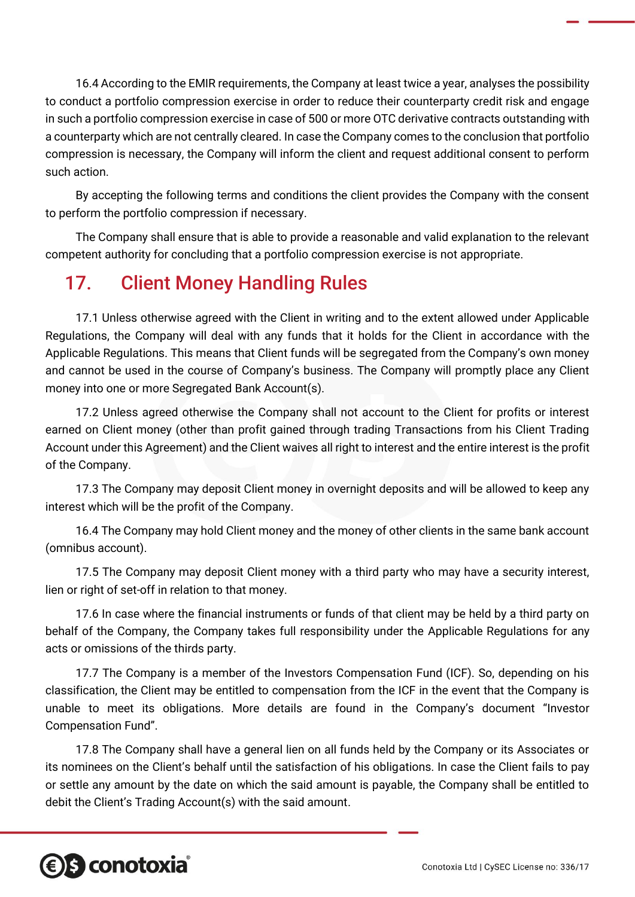16.4 According to the EMIR requirements, the Company at least twice a year, analyses the possibility to conduct a portfolio compression exercise in order to reduce their counterparty credit risk and engage in such a portfolio compression exercise in case of 500 or more OTC derivative contracts outstanding with a counterparty which are not centrally cleared. In case the Company comes to the conclusion that portfolio compression is necessary, the Company will inform the client and request additional consent to perform such action.

By accepting the following terms and conditions the client provides the Company with the consent to perform the portfolio compression if necessary.

The Company shall ensure that is able to provide a reasonable and valid explanation to the relevant competent authority for concluding that a portfolio compression exercise is not appropriate.

## 17. Client Money Handling Rules

17.1 Unless otherwise agreed with the Client in writing and to the extent allowed under Applicable Regulations, the Company will deal with any funds that it holds for the Client in accordance with the Applicable Regulations. This means that Client funds will be segregated from the Company's own money and cannot be used in the course of Company's business. The Company will promptly place any Client money into one or more Segregated Bank Account(s).

17.2 Unless agreed otherwise the Company shall not account to the Client for profits or interest earned on Client money (other than profit gained through trading Transactions from his Client Trading Account under this Agreement) and the Client waives all right to interest and the entire interest is the profit of the Company.

17.3 The Company may deposit Client money in overnight deposits and will be allowed to keep any interest which will be the profit of the Company.

16.4 The Company may hold Client money and the money of other clients in the same bank account (omnibus account).

17.5 The Company may deposit Client money with a third party who may have a security interest, lien or right of set-off in relation to that money.

17.6 In case where the financial instruments or funds of that client may be held by a third party on behalf of the Company, the Company takes full responsibility under the Applicable Regulations for any acts or omissions of the thirds party.

17.7 The Company is a member of the Investors Compensation Fund (ICF). So, depending on his classification, the Client may be entitled to compensation from the ICF in the event that the Company is unable to meet its obligations. More details are found in the Company's document "Investor Compensation Fund".

17.8 The Company shall have a general lien on all funds held by the Company or its Associates or its nominees on the Client's behalf until the satisfaction of his obligations. In case the Client fails to pay or settle any amount by the date on which the said amount is payable, the Company shall be entitled to debit the Client's Trading Account(s) with the said amount.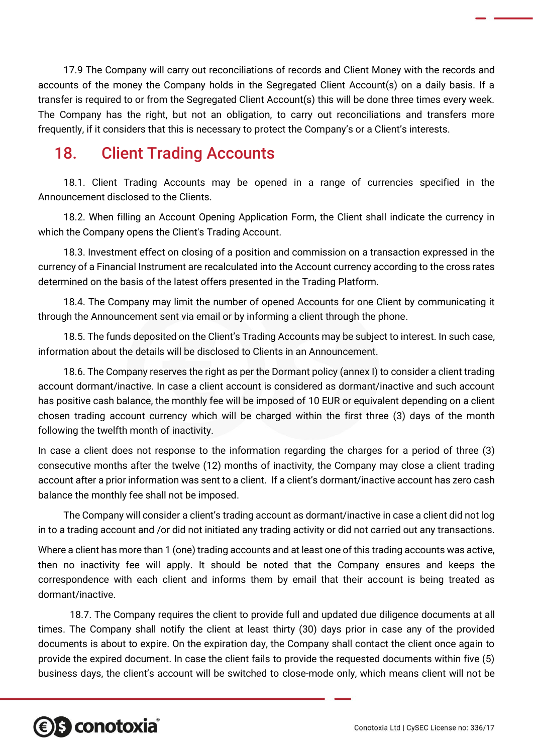17.9 The Company will carry out reconciliations of records and Client Money with the records and accounts of the money the Company holds in the Segregated Client Account(s) on a daily basis. If a transfer is required to or from the Segregated Client Account(s) this will be done three times every week. The Company has the right, but not an obligation, to carry out reconciliations and transfers more frequently, if it considers that this is necessary to protect the Company's or a Client's interests.

## 18. Client Trading Accounts

18.1. Client Trading Accounts may be opened in a range of currencies specified in the Announcement disclosed to the Clients.

18.2. When filling an Account Opening Application Form, the Client shall indicate the currency in which the Company opens the Client's Trading Account.

18.3. Investment effect on closing of a position and commission on a transaction expressed in the currency of a Financial Instrument are recalculated into the Account currency according to the cross rates determined on the basis of the latest offers presented in the Trading Platform.

18.4. The Company may limit the number of opened Accounts for one Client by communicating it through the Announcement sent via email or by informing a client through the phone.

18.5. The funds deposited on the Client's Trading Accounts may be subject to interest. In such case, information about the details will be disclosed to Clients in an Announcement.

18.6. The Company reserves the right as per the Dormant policy (annex I) to consider a client trading account dormant/inactive. In case a client account is considered as dormant/inactive and such account has positive cash balance, the monthly fee will be imposed of 10 EUR or equivalent depending on a client chosen trading account currency which will be charged within the first three (3) days of the month following the twelfth month of inactivity.

In case a client does not response to the information regarding the charges for a period of three (3) consecutive months after the twelve (12) months of inactivity, the Company may close a client trading account after a prior information was sent to a client. If a client's dormant/inactive account has zero cash balance the monthly fee shall not be imposed.

The Company will consider a client's trading account as dormant/inactive in case a client did not log in to a trading account and /or did not initiated any trading activity or did not carried out any transactions.

Where a client has more than 1 (one) trading accounts and at least one of this trading accounts was active, then no inactivity fee will apply. It should be noted that the Company ensures and keeps the correspondence with each client and informs them by email that their account is being treated as dormant/inactive.

18.7. The Company requires the client to provide full and updated due diligence documents at all times. The Company shall notify the client at least thirty (30) days prior in case any of the provided documents is about to expire. On the expiration day, the Company shall contact the client once again to provide the expired document. In case the client fails to provide the requested documents within five (5) business days, the client's account will be switched to close-mode only, which means client will not be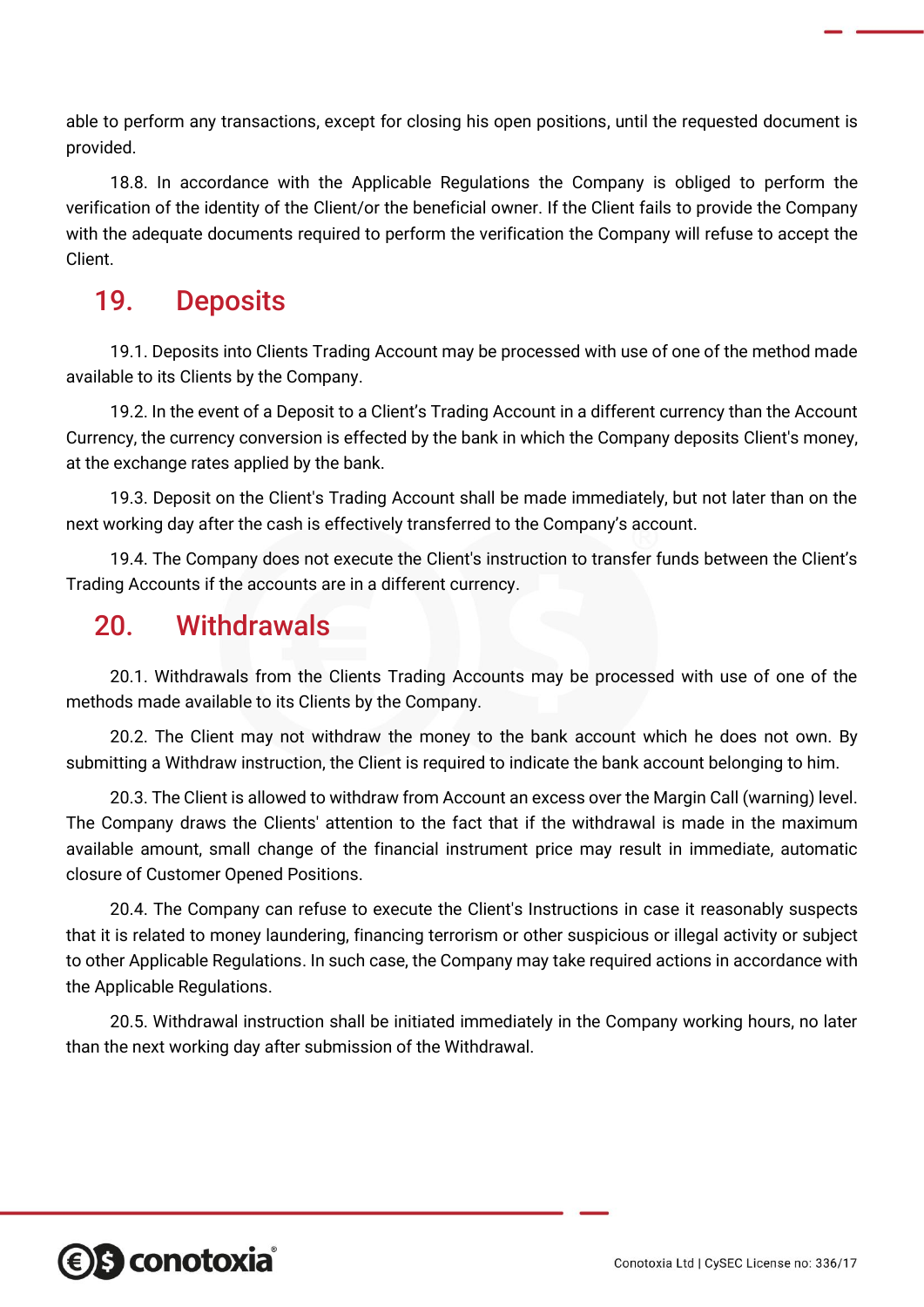able to perform any transactions, except for closing his open positions, until the requested document is provided.

18.8. In accordance with the Applicable Regulations the Company is obliged to perform the verification of the identity of the Client/or the beneficial owner. If the Client fails to provide the Company with the adequate documents required to perform the verification the Company will refuse to accept the Client.

## 19. Deposits

19.1. Deposits into Clients Trading Account may be processed with use of one of the method made available to its Clients by the Company.

19.2. In the event of a Deposit to a Client's Trading Account in a different currency than the Account Currency, the currency conversion is effected by the bank in which the Company deposits Client's money, at the exchange rates applied by the bank.

19.3. Deposit on the Client's Trading Account shall be made immediately, but not later than on the next working day after the cash is effectively transferred to the Company's account.

19.4. The Company does not execute the Client's instruction to transfer funds between the Client's Trading Accounts if the accounts are in a different currency.

## 20. Withdrawals

20.1. Withdrawals from the Clients Trading Accounts may be processed with use of one of the methods made available to its Clients by the Company.

20.2. The Client may not withdraw the money to the bank account which he does not own. By submitting a Withdraw instruction, the Client is required to indicate the bank account belonging to him.

20.3. The Client is allowed to withdraw from Account an excess over the Margin Call (warning) level. The Company draws the Clients' attention to the fact that if the withdrawal is made in the maximum available amount, small change of the financial instrument price may result in immediate, automatic closure of Customer Opened Positions.

20.4. The Company can refuse to execute the Client's Instructions in case it reasonably suspects that it is related to money laundering, financing terrorism or other suspicious or illegal activity or subject to other Applicable Regulations. In such case, the Company may take required actions in accordance with the Applicable Regulations.

20.5. Withdrawal instruction shall be initiated immediately in the Company working hours, no later than the next working day after submission of the Withdrawal.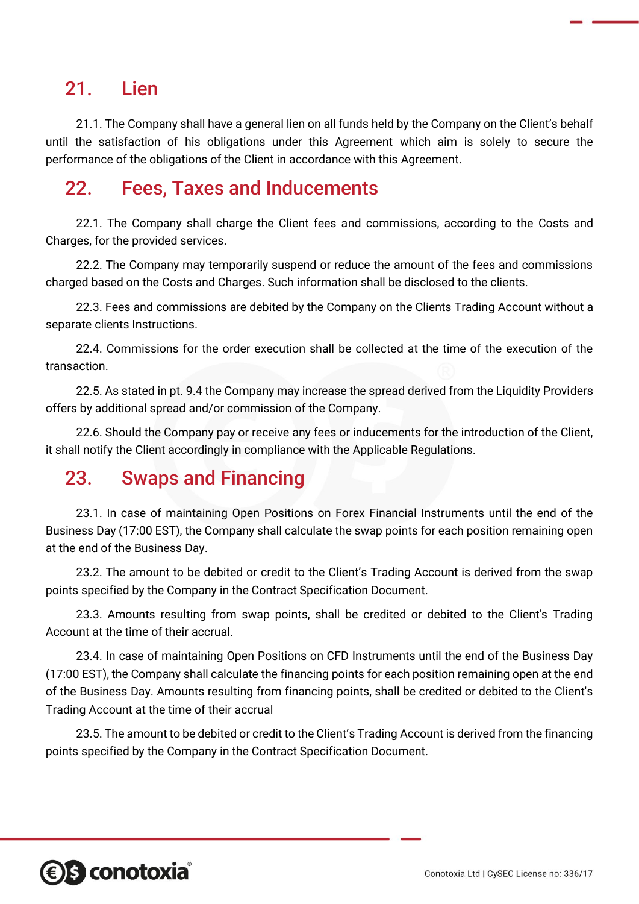## 21. Lien

21.1. The Company shall have a general lien on all funds held by the Company on the Client's behalf until the satisfaction of his obligations under this Agreement which aim is solely to secure the performance of the obligations of the Client in accordance with this Agreement.

## 22. Fees, Taxes and Inducements

22.1. The Company shall charge the Client fees and commissions, according to the Costs and Charges, for the provided services.

22.2. The Company may temporarily suspend or reduce the amount of the fees and commissions charged based on the Costs and Charges. Such information shall be disclosed to the clients.

22.3. Fees and commissions are debited by the Company on the Clients Trading Account without a separate clients Instructions.

22.4. Commissions for the order execution shall be collected at the time of the execution of the transaction.

22.5. As stated in pt. 9.4 the Company may increase the spread derived from the Liquidity Providers offers by additional spread and/or commission of the Company.

22.6. Should the Company pay or receive any fees or inducements for the introduction of the Client, it shall notify the Client accordingly in compliance with the Applicable Regulations.

## 23. Swaps and Financing

23.1. In case of maintaining Open Positions on Forex Financial Instruments until the end of the Business Day (17:00 EST), the Company shall calculate the swap points for each position remaining open at the end of the Business Day.

23.2. The amount to be debited or credit to the Client's Trading Account is derived from the swap points specified by the Company in the Contract Specification Document.

23.3. Amounts resulting from swap points, shall be credited or debited to the Client's Trading Account at the time of their accrual.

23.4. In case of maintaining Open Positions on CFD Instruments until the end of the Business Day (17:00 EST), the Company shall calculate the financing points for each position remaining open at the end of the Business Day. Amounts resulting from financing points, shall be credited or debited to the Client's Trading Account at the time of their accrual

23.5. The amount to be debited or credit to the Client's Trading Account is derived from the financing points specified by the Company in the Contract Specification Document.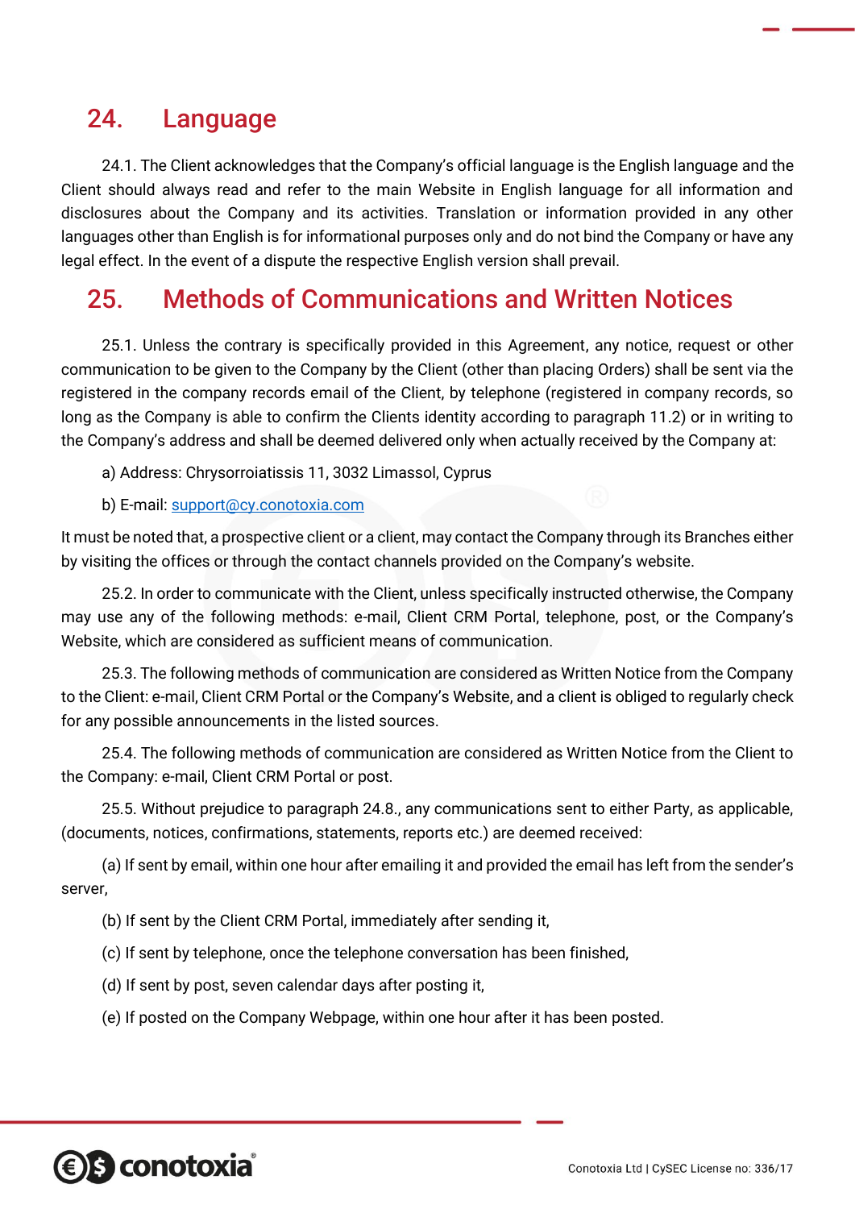## 24. Language

24.1. The Client acknowledges that the Company's official language is the English language and the Client should always read and refer to the main Website in English language for all information and disclosures about the Company and its activities. Translation or information provided in any other languages other than English is for informational purposes only and do not bind the Company or have any legal effect. In the event of a dispute the respective English version shall prevail.

## 25. Methods of Communications and Written Notices

25.1. Unless the contrary is specifically provided in this Agreement, any notice, request or other communication to be given to the Company by the Client (other than placing Orders) shall be sent via the registered in the company records email of the Client, by telephone (registered in company records, so long as the Company is able to confirm the Clients identity according to paragraph 11.2) or in writing to the Company's address and shall be deemed delivered only when actually received by the Company at:

a) Address: Chrysorroiatissis 11, 3032 Limassol, Cyprus

b) E-mail: support@cy.conotoxia.com

It must be noted that, a prospective client or a client, may contact the Company through its Branches either by visiting the offices or through the contact channels provided on the Company's website.

25.2. In order to communicate with the Client, unless specifically instructed otherwise, the Company may use any of the following methods: e-mail, Client CRM Portal, telephone, post, or the Company's Website, which are considered as sufficient means of communication.

25.3. The following methods of communication are considered as Written Notice from the Company to the Client: e-mail, Client CRM Portal or the Company's Website, and a client is obliged to regularly check for any possible announcements in the listed sources.

25.4. The following methods of communication are considered as Written Notice from the Client to the Company: e-mail, Client CRM Portal or post.

25.5. Without prejudice to paragraph 24.8., any communications sent to either Party, as applicable, (documents, notices, confirmations, statements, reports etc.) are deemed received:

(a) If sent by email, within one hour after emailing it and provided the email has left from the sender's server,

(b) If sent by the Client CRM Portal, immediately after sending it,

(c) If sent by telephone, once the telephone conversation has been finished,

(d) If sent by post, seven calendar days after posting it,

(e) If posted on the Company Webpage, within one hour after it has been posted.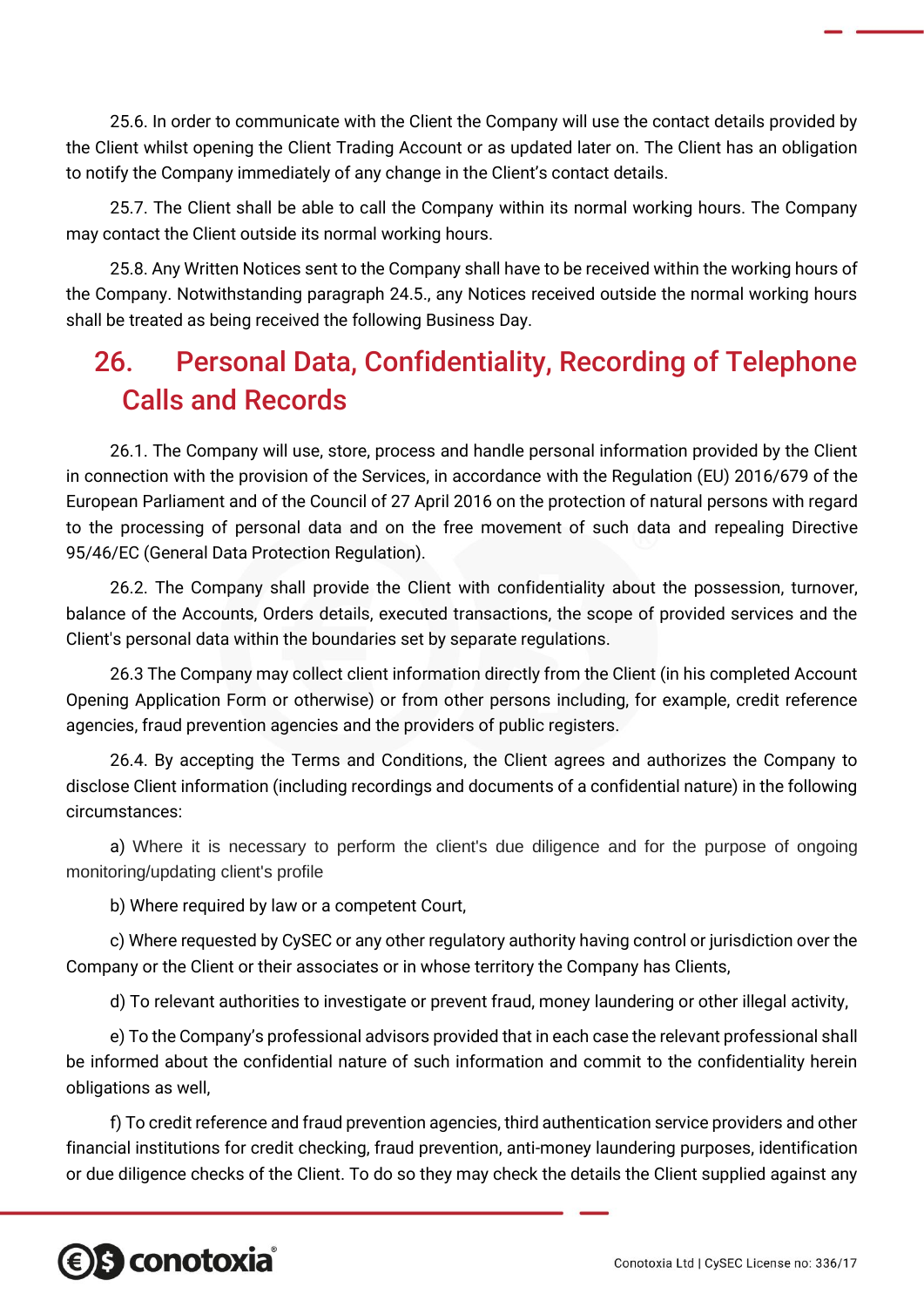25.6. In order to communicate with the Client the Company will use the contact details provided by the Client whilst opening the Client Trading Account or as updated later on. The Client has an obligation to notify the Company immediately of any change in the Client's contact details.

25.7. The Client shall be able to call the Company within its normal working hours. The Company may contact the Client outside its normal working hours.

25.8. Any Written Notices sent to the Company shall have to be received within the working hours of the Company. Notwithstanding paragraph 24.5., any Notices received outside the normal working hours shall be treated as being received the following Business Day.

## 26. Personal Data, Confidentiality, Recording of Telephone Calls and Records

26.1. The Company will use, store, process and handle personal information provided by the Client in connection with the provision of the Services, in accordance with the Regulation (EU) 2016/679 of the European Parliament and of the Council of 27 April 2016 on the protection of natural persons with regard to the processing of personal data and on the free movement of such data and repealing Directive 95/46/EC (General Data Protection Regulation).

26.2. The Company shall provide the Client with confidentiality about the possession, turnover, balance of the Accounts, Orders details, executed transactions, the scope of provided services and the Client's personal data within the boundaries set by separate regulations.

26.3 The Company may collect client information directly from the Client (in his completed Account Opening Application Form or otherwise) or from other persons including, for example, credit reference agencies, fraud prevention agencies and the providers of public registers.

26.4. By accepting the Terms and Conditions, the Client agrees and authorizes the Company to disclose Client information (including recordings and documents of a confidential nature) in the following circumstances:

a) Where it is necessary to perform the client's due diligence and for the purpose of ongoing monitoring/updating client's profile

b) Where required by law or a competent Court,

c) Where requested by CySEC or any other regulatory authority having control or jurisdiction over the Company or the Client or their associates or in whose territory the Company has Clients,

d) To relevant authorities to investigate or prevent fraud, money laundering or other illegal activity,

e) To the Company's professional advisors provided that in each case the relevant professional shall be informed about the confidential nature of such information and commit to the confidentiality herein obligations as well,

f) To credit reference and fraud prevention agencies, third authentication service providers and other financial institutions for credit checking, fraud prevention, anti-money laundering purposes, identification or due diligence checks of the Client. To do so they may check the details the Client supplied against any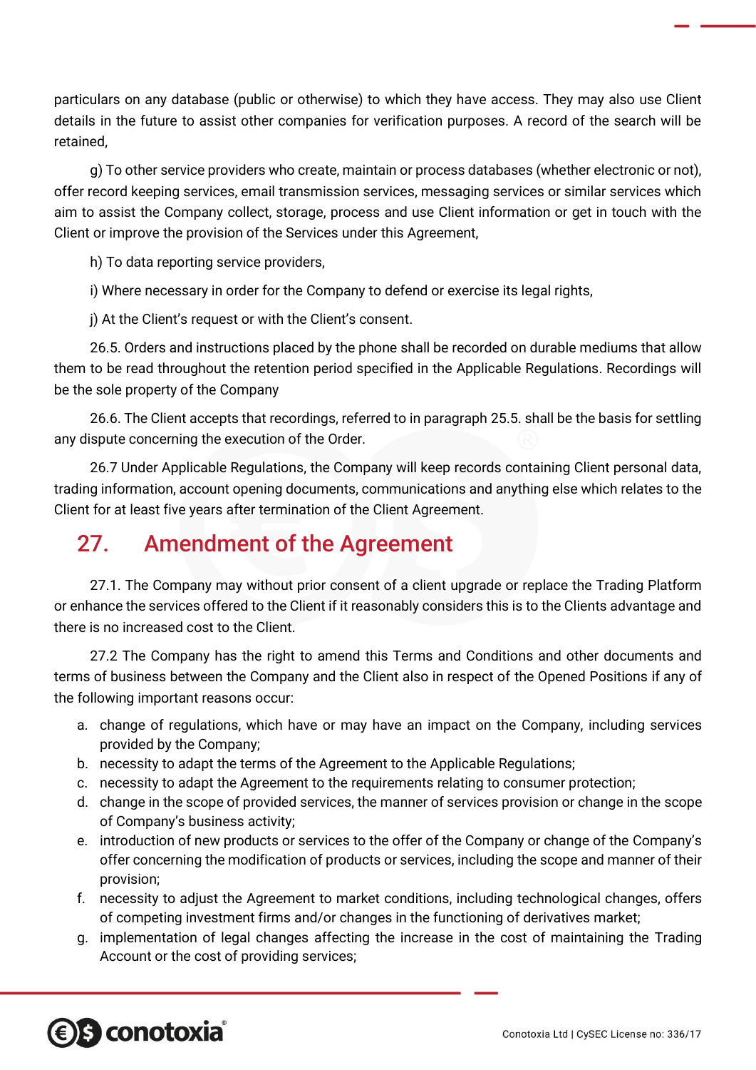particulars on any database (public or otherwise) to which they have access. They may also use Client details in the future to assist other companies for verification purposes. A record of the search will be retained,

g) To other service providers who create, maintain or process databases (whether electronic or not), offer record keeping services, email transmission services, messaging services or similar services which aim to assist the Company collect, storage, process and use Client information or get in touch with the Client or improve the provision of the Services under this Agreement,

h) To data reporting service providers,

i) Where necessary in order for the Company to defend or exercise its legal rights,

j) At the Client's request or with the Client's consent.

26.5. Orders and instructions placed by the phone shall be recorded on durable mediums that allow them to be read throughout the retention period specified in the Applicable Regulations. Recordings will be the sole property of the Company

26.6. The Client accepts that recordings, referred to in paragraph 25.5. shall be the basis for settling any dispute concerning the execution of the Order.

26.7 Under Applicable Regulations, the Company will keep records containing Client personal data, trading information, account opening documents, communications and anything else which relates to the Client for at least five years after termination of the Client Agreement.

## 27. Amendment of the Agreement

27.1. The Company may without prior consent of a client upgrade or replace the Trading Platform or enhance the services offered to the Client if it reasonably considers this is to the Clients advantage and there is no increased cost to the Client.

27.2 The Company has the right to amend this Terms and Conditions and other documents and terms of business between the Company and the Client also in respect of the Opened Positions if any of the following important reasons occur:

a. change of regulations, which have or may have an impact on the Company, including services provided by the Company;
b. necessity to adapt the terms of the Agreement to the Applicable Regulations;
c. necessity to adapt the Agreement to the requirements relating to consumer protection;
d. change in the scope of provided services, the manner of services provision or change in the scope of Company's business activity;
e. introduction of new products or services to the offer of the Company or change of the Company's offer concerning the modification of products or services, including the scope and manner of their provision;
f. necessity to adjust the Agreement to market conditions, including technological changes, offers of competing investment firms and/or changes in the functioning of derivatives market;
g. implementation of legal changes affecting the increase in the cost of maintaining the Trading Account or the cost of providing services;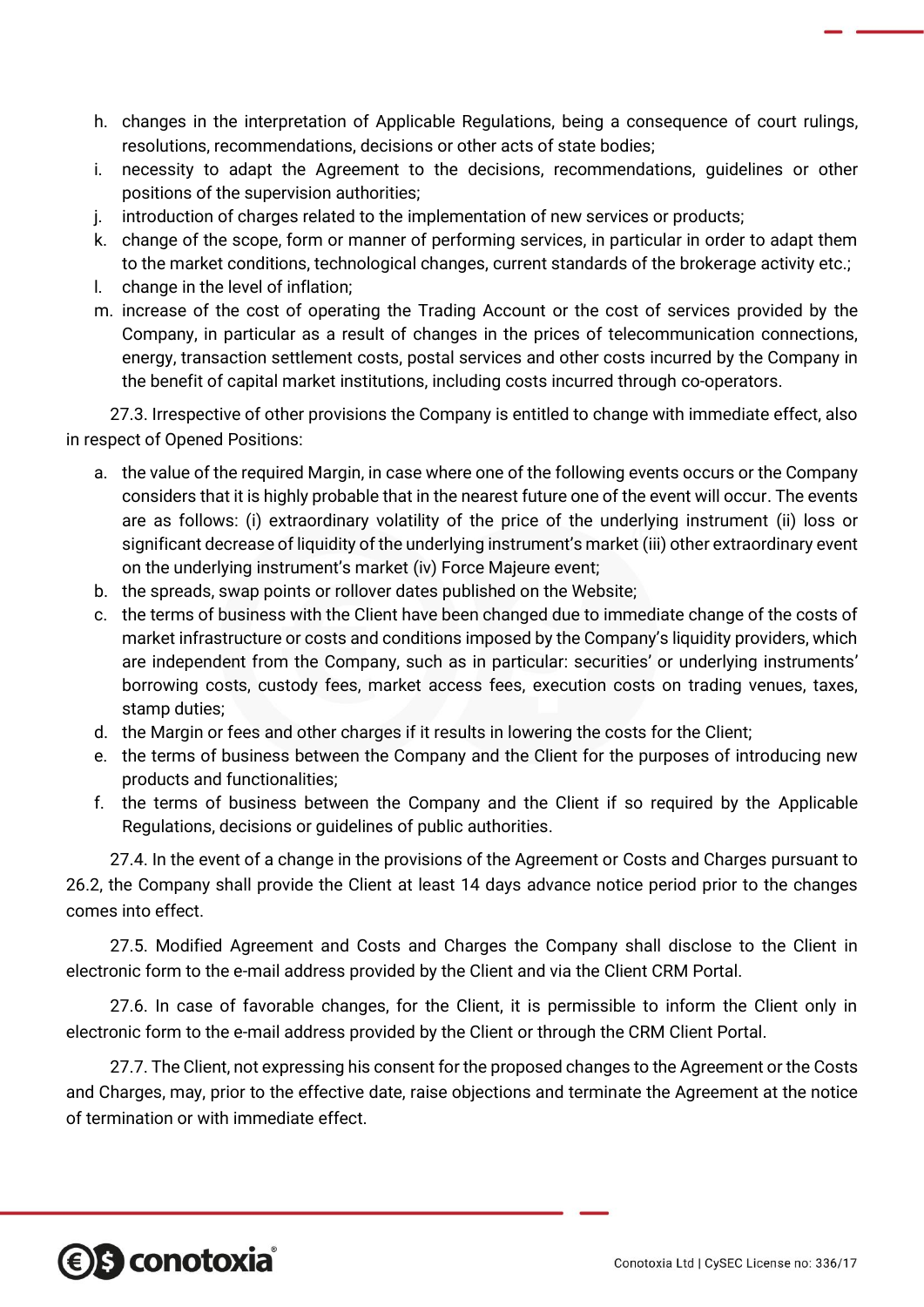h. changes in the interpretation of Applicable Regulations, being a consequence of court rulings, resolutions, recommendations, decisions or other acts of state bodies;
i. necessity to adapt the Agreement to the decisions, recommendations, guidelines or other positions of the supervision authorities;
j. introduction of charges related to the implementation of new services or products;
k. change of the scope, form or manner of performing services, in particular in order to adapt them to the market conditions, technological changes, current standards of the brokerage activity etc.;
l. change in the level of inflation;
m. increase of the cost of operating the Trading Account or the cost of services provided by the Company, in particular as a result of changes in the prices of telecommunication connections, energy, transaction settlement costs, postal services and other costs incurred by the Company in the benefit of capital market institutions, including costs incurred through co-operators.

27.3. Irrespective of other provisions the Company is entitled to change with immediate effect, also in respect of Opened Positions:

a. the value of the required Margin, in case where one of the following events occurs or the Company considers that it is highly probable that in the nearest future one of the event will occur. The events are as follows: (i) extraordinary volatility of the price of the underlying instrument (ii) loss or significant decrease of liquidity of the underlying instrument's market (iii) other extraordinary event on the underlying instrument's market (iv) Force Majeure event;
b. the spreads, swap points or rollover dates published on the Website;
c. the terms of business with the Client have been changed due to immediate change of the costs of market infrastructure or costs and conditions imposed by the Company's liquidity providers, which are independent from the Company, such as in particular: securities' or underlying instruments' borrowing costs, custody fees, market access fees, execution costs on trading venues, taxes, stamp duties;
d. the Margin or fees and other charges if it results in lowering the costs for the Client;
e. the terms of business between the Company and the Client for the purposes of introducing new products and functionalities;
f. the terms of business between the Company and the Client if so required by the Applicable Regulations, decisions or guidelines of public authorities.

27.4. In the event of a change in the provisions of the Agreement or Costs and Charges pursuant to 26.2, the Company shall provide the Client at least 14 days advance notice period prior to the changes comes into effect.

27.5. Modified Agreement and Costs and Charges the Company shall disclose to the Client in electronic form to the e-mail address provided by the Client and via the Client CRM Portal.

27.6. In case of favorable changes, for the Client, it is permissible to inform the Client only in electronic form to the e-mail address provided by the Client or through the CRM Client Portal.

27.7. The Client, not expressing his consent for the proposed changes to the Agreement or the Costs and Charges, may, prior to the effective date, raise objections and terminate the Agreement at the notice of termination or with immediate effect.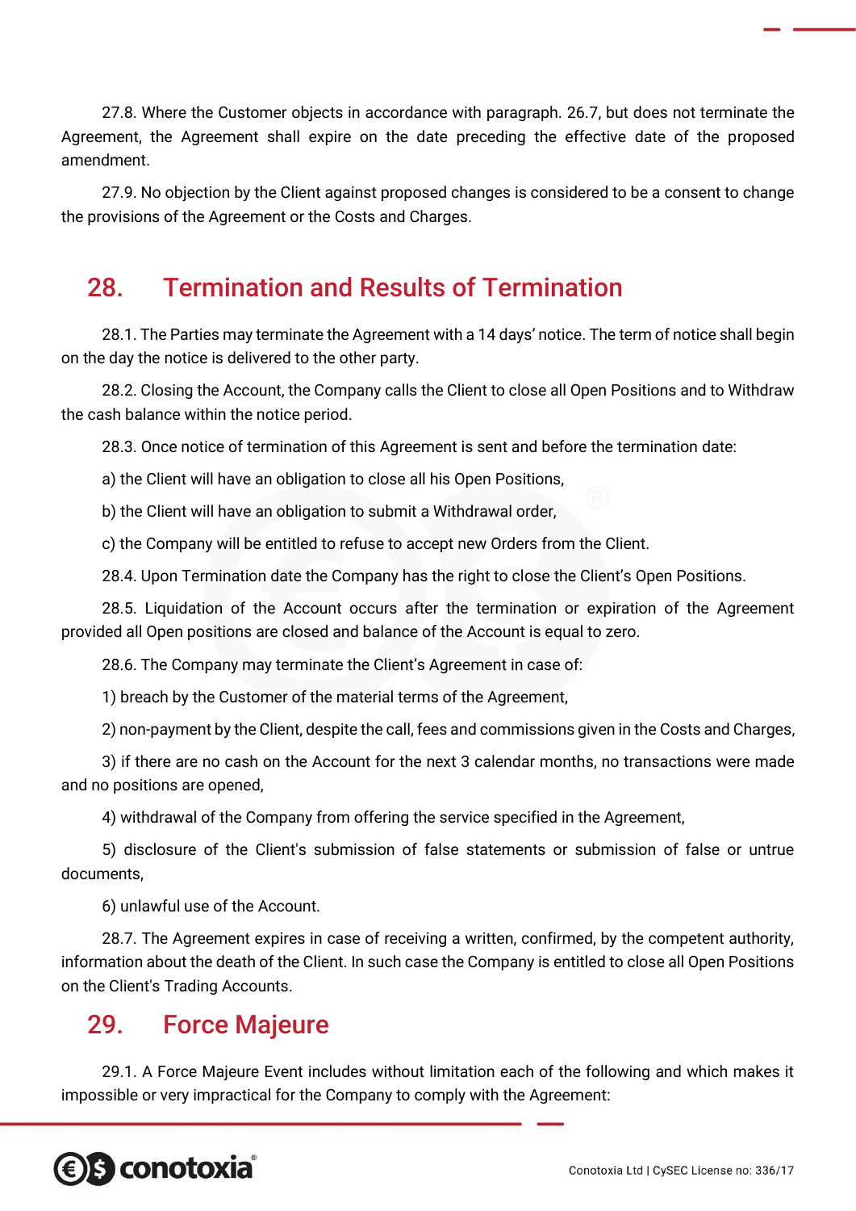27.8. Where the Customer objects in accordance with paragraph. 26.7, but does not terminate the Agreement, the Agreement shall expire on the date preceding the effective date of the proposed amendment.

27.9. No objection by the Client against proposed changes is considered to be a consent to change the provisions of the Agreement or the Costs and Charges.

## 28. Termination and Results of Termination

28.1. The Parties may terminate the Agreement with a 14 days' notice. The term of notice shall begin on the day the notice is delivered to the other party.

28.2. Closing the Account, the Company calls the Client to close all Open Positions and to Withdraw the cash balance within the notice period.

28.3. Once notice of termination of this Agreement is sent and before the termination date:

a) the Client will have an obligation to close all his Open Positions,

b) the Client will have an obligation to submit a Withdrawal order,

c) the Company will be entitled to refuse to accept new Orders from the Client.

28.4. Upon Termination date the Company has the right to close the Client's Open Positions.

28.5. Liquidation of the Account occurs after the termination or expiration of the Agreement provided all Open positions are closed and balance of the Account is equal to zero.

28.6. The Company may terminate the Client's Agreement in case of:

1) breach by the Customer of the material terms of the Agreement,

2) non-payment by the Client, despite the call, fees and commissions given in the Costs and Charges,

3) if there are no cash on the Account for the next 3 calendar months, no transactions were made and no positions are opened,

4) withdrawal of the Company from offering the service specified in the Agreement,

5) disclosure of the Client's submission of false statements or submission of false or untrue documents,

6) unlawful use of the Account.

28.7. The Agreement expires in case of receiving a written, confirmed, by the competent authority, information about the death of the Client. In such case the Company is entitled to close all Open Positions on the Client's Trading Accounts.

## 29. Force Majeure

29.1. A Force Majeure Event includes without limitation each of the following and which makes it impossible or very impractical for the Company to comply with the Agreement: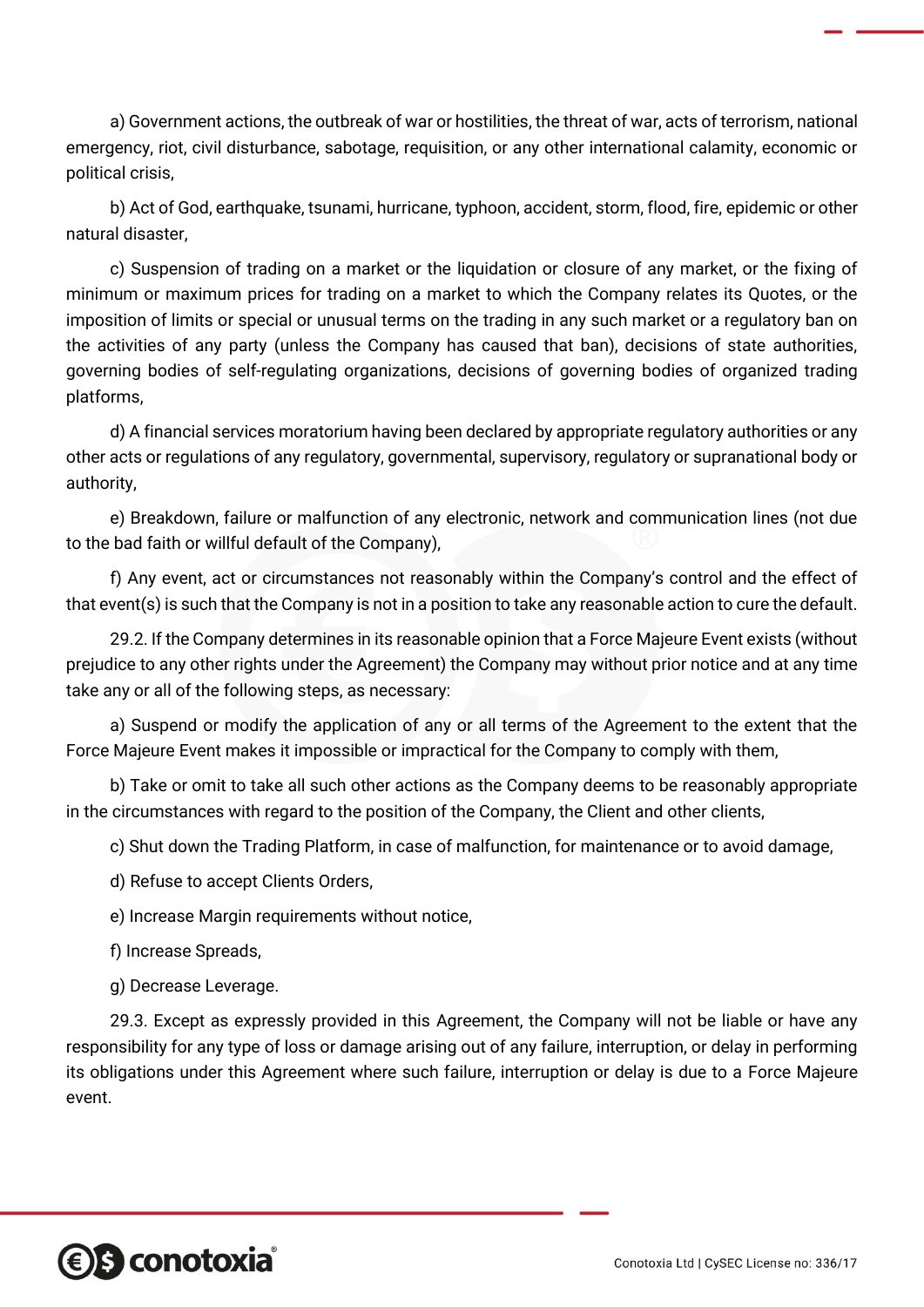a) Government actions, the outbreak of war or hostilities, the threat of war, acts of terrorism, national emergency, riot, civil disturbance, sabotage, requisition, or any other international calamity, economic or political crisis,

b) Act of God, earthquake, tsunami, hurricane, typhoon, accident, storm, flood, fire, epidemic or other natural disaster,

c) Suspension of trading on a market or the liquidation or closure of any market, or the fixing of minimum or maximum prices for trading on a market to which the Company relates its Quotes, or the imposition of limits or special or unusual terms on the trading in any such market or a regulatory ban on the activities of any party (unless the Company has caused that ban), decisions of state authorities, governing bodies of self-regulating organizations, decisions of governing bodies of organized trading platforms,

d) A financial services moratorium having been declared by appropriate regulatory authorities or any other acts or regulations of any regulatory, governmental, supervisory, regulatory or supranational body or authority,

e) Breakdown, failure or malfunction of any electronic, network and communication lines (not due to the bad faith or willful default of the Company),

f) Any event, act or circumstances not reasonably within the Company's control and the effect of that event(s) is such that the Company is not in a position to take any reasonable action to cure the default.

29.2. If the Company determines in its reasonable opinion that a Force Majeure Event exists (without prejudice to any other rights under the Agreement) the Company may without prior notice and at any time take any or all of the following steps, as necessary:

a) Suspend or modify the application of any or all terms of the Agreement to the extent that the Force Majeure Event makes it impossible or impractical for the Company to comply with them,

b) Take or omit to take all such other actions as the Company deems to be reasonably appropriate in the circumstances with regard to the position of the Company, the Client and other clients,

c) Shut down the Trading Platform, in case of malfunction, for maintenance or to avoid damage,

d) Refuse to accept Clients Orders,

e) Increase Margin requirements without notice,

f) Increase Spreads,

g) Decrease Leverage.

29.3. Except as expressly provided in this Agreement, the Company will not be liable or have any responsibility for any type of loss or damage arising out of any failure, interruption, or delay in performing its obligations under this Agreement where such failure, interruption or delay is due to a Force Majeure event.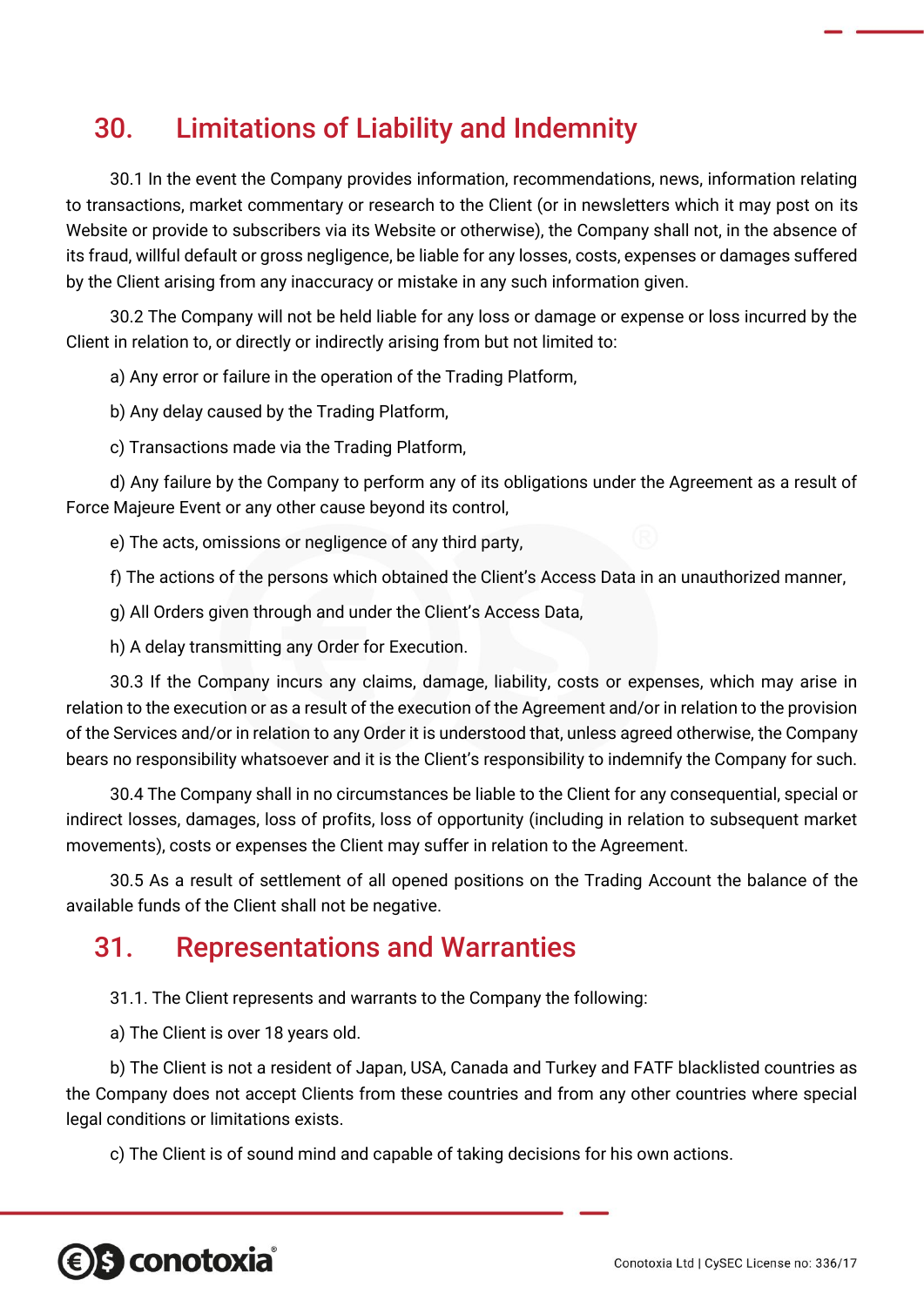## 30. Limitations of Liability and Indemnity

30.1 In the event the Company provides information, recommendations, news, information relating to transactions, market commentary or research to the Client (or in newsletters which it may post on its Website or provide to subscribers via its Website or otherwise), the Company shall not, in the absence of its fraud, willful default or gross negligence, be liable for any losses, costs, expenses or damages suffered by the Client arising from any inaccuracy or mistake in any such information given.

30.2 The Company will not be held liable for any loss or damage or expense or loss incurred by the Client in relation to, or directly or indirectly arising from but not limited to:

a) Any error or failure in the operation of the Trading Platform,

b) Any delay caused by the Trading Platform,

c) Transactions made via the Trading Platform,

d) Any failure by the Company to perform any of its obligations under the Agreement as a result of Force Majeure Event or any other cause beyond its control,

e) The acts, omissions or negligence of any third party,

f) The actions of the persons which obtained the Client's Access Data in an unauthorized manner,

g) All Orders given through and under the Client's Access Data,

h) A delay transmitting any Order for Execution.

30.3 If the Company incurs any claims, damage, liability, costs or expenses, which may arise in relation to the execution or as a result of the execution of the Agreement and/or in relation to the provision of the Services and/or in relation to any Order it is understood that, unless agreed otherwise, the Company bears no responsibility whatsoever and it is the Client's responsibility to indemnify the Company for such.

30.4 The Company shall in no circumstances be liable to the Client for any consequential, special or indirect losses, damages, loss of profits, loss of opportunity (including in relation to subsequent market movements), costs or expenses the Client may suffer in relation to the Agreement.

30.5 As a result of settlement of all opened positions on the Trading Account the balance of the available funds of the Client shall not be negative.

## 31. Representations and Warranties

31.1. The Client represents and warrants to the Company the following:

a) The Client is over 18 years old.

b) The Client is not a resident of Japan, USA, Canada and Turkey and FATF blacklisted countries as the Company does not accept Clients from these countries and from any other countries where special legal conditions or limitations exists.

c) The Client is of sound mind and capable of taking decisions for his own actions.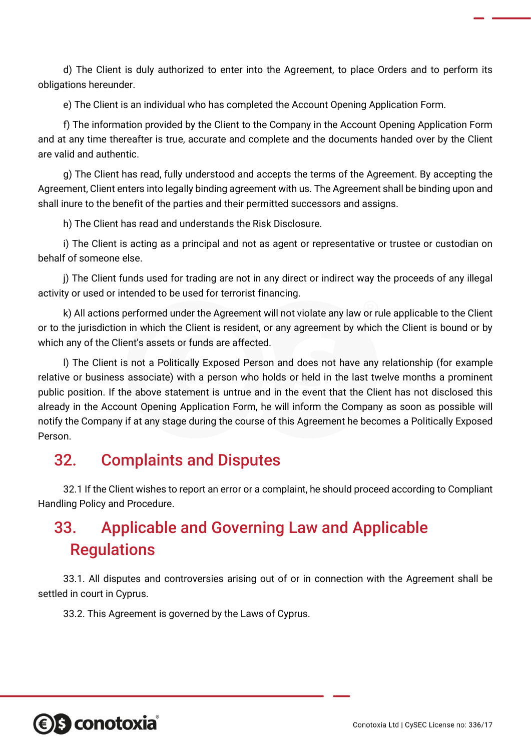d) The Client is duly authorized to enter into the Agreement, to place Orders and to perform its obligations hereunder.

e) The Client is an individual who has completed the Account Opening Application Form.

f) The information provided by the Client to the Company in the Account Opening Application Form and at any time thereafter is true, accurate and complete and the documents handed over by the Client are valid and authentic.

g) The Client has read, fully understood and accepts the terms of the Agreement. By accepting the Agreement, Client enters into legally binding agreement with us. The Agreement shall be binding upon and shall inure to the benefit of the parties and their permitted successors and assigns.

h) The Client has read and understands the Risk Disclosure.

i) The Client is acting as a principal and not as agent or representative or trustee or custodian on behalf of someone else.

j) The Client funds used for trading are not in any direct or indirect way the proceeds of any illegal activity or used or intended to be used for terrorist financing.

k) All actions performed under the Agreement will not violate any law or rule applicable to the Client or to the jurisdiction in which the Client is resident, or any agreement by which the Client is bound or by which any of the Client's assets or funds are affected.

l) The Client is not a Politically Exposed Person and does not have any relationship (for example relative or business associate) with a person who holds or held in the last twelve months a prominent public position. If the above statement is untrue and in the event that the Client has not disclosed this already in the Account Opening Application Form, he will inform the Company as soon as possible will notify the Company if at any stage during the course of this Agreement he becomes a Politically Exposed Person.

## 32. Complaints and Disputes

32.1 If the Client wishes to report an error or a complaint, he should proceed according to Compliant Handling Policy and Procedure.

## 33. Applicable and Governing Law and Applicable Regulations

33.1. All disputes and controversies arising out of or in connection with the Agreement shall be settled in court in Cyprus.

33.2. This Agreement is governed by the Laws of Cyprus.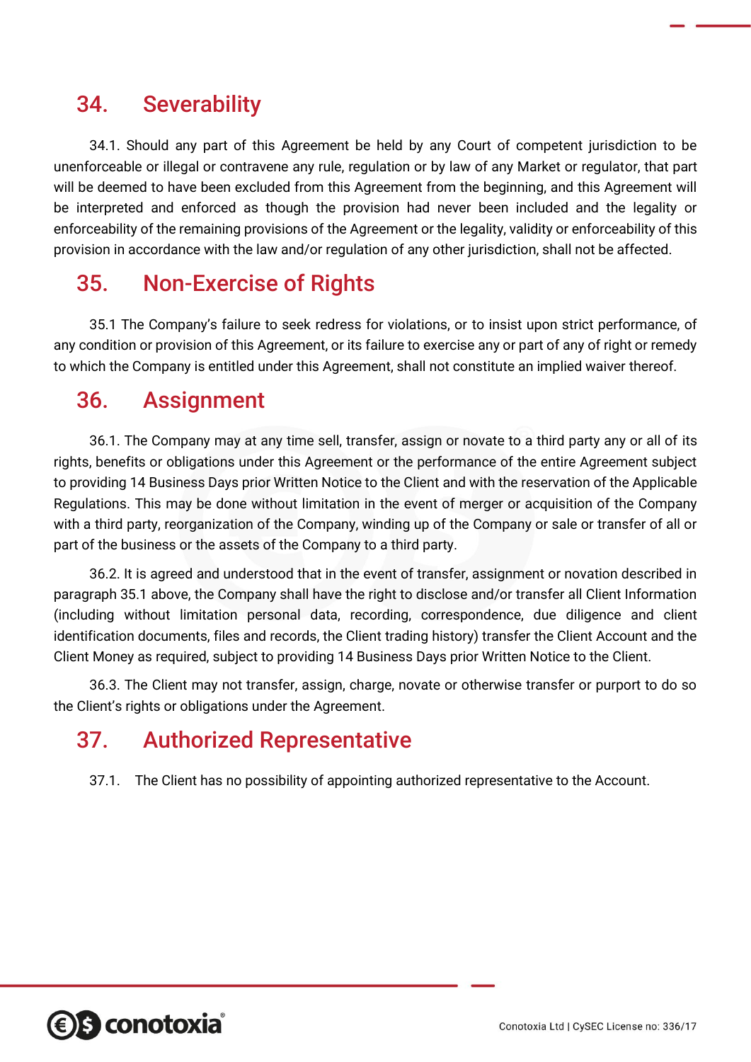## 34. Severability

34.1. Should any part of this Agreement be held by any Court of competent jurisdiction to be unenforceable or illegal or contravene any rule, regulation or by law of any Market or regulator, that part will be deemed to have been excluded from this Agreement from the beginning, and this Agreement will be interpreted and enforced as though the provision had never been included and the legality or enforceability of the remaining provisions of the Agreement or the legality, validity or enforceability of this provision in accordance with the law and/or regulation of any other jurisdiction, shall not be affected.

## 35. Non-Exercise of Rights

35.1 The Company's failure to seek redress for violations, or to insist upon strict performance, of any condition or provision of this Agreement, or its failure to exercise any or part of any of right or remedy to which the Company is entitled under this Agreement, shall not constitute an implied waiver thereof.

## 36. Assignment

36.1. The Company may at any time sell, transfer, assign or novate to a third party any or all of its rights, benefits or obligations under this Agreement or the performance of the entire Agreement subject to providing 14 Business Days prior Written Notice to the Client and with the reservation of the Applicable Regulations. This may be done without limitation in the event of merger or acquisition of the Company with a third party, reorganization of the Company, winding up of the Company or sale or transfer of all or part of the business or the assets of the Company to a third party.

36.2. It is agreed and understood that in the event of transfer, assignment or novation described in paragraph 35.1 above, the Company shall have the right to disclose and/or transfer all Client Information (including without limitation personal data, recording, correspondence, due diligence and client identification documents, files and records, the Client trading history) transfer the Client Account and the Client Money as required, subject to providing 14 Business Days prior Written Notice to the Client.

36.3. The Client may not transfer, assign, charge, novate or otherwise transfer or purport to do so the Client's rights or obligations under the Agreement.

## 37. Authorized Representative

37.1. The Client has no possibility of appointing authorized representative to the Account.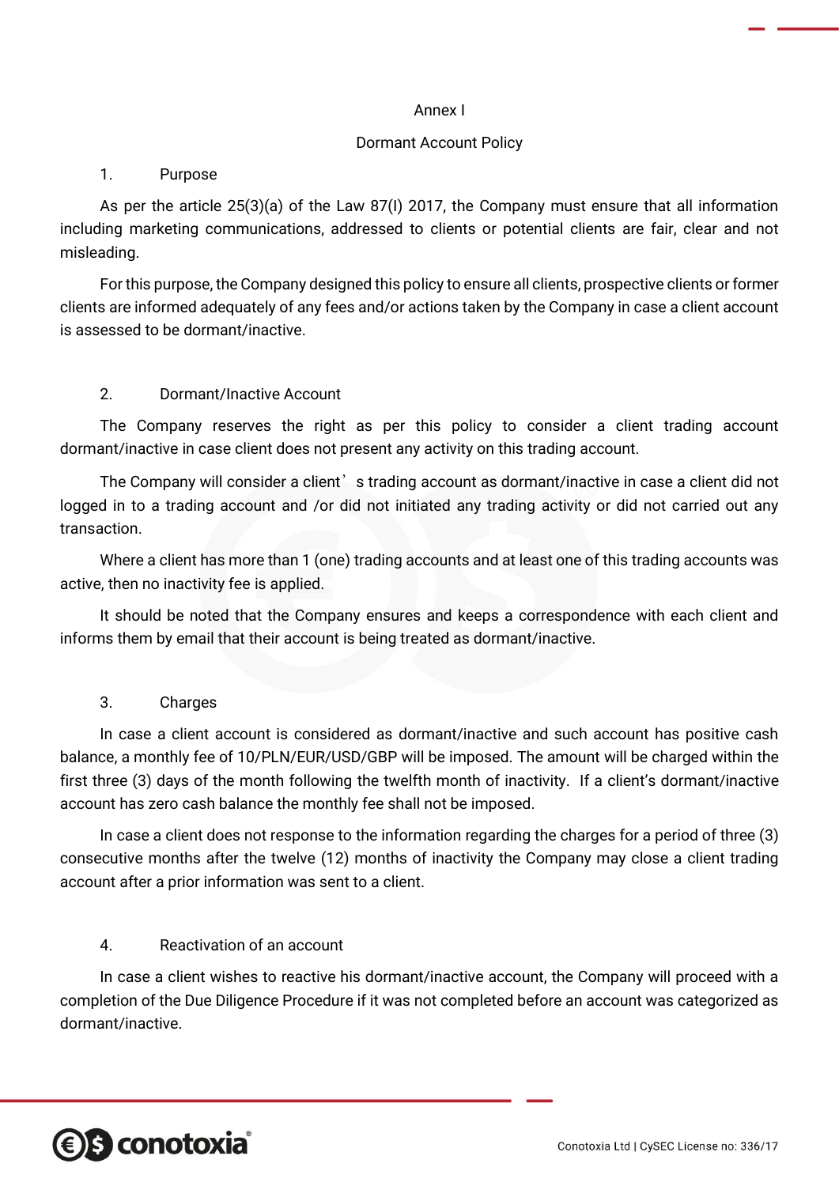# Annex I

## Dormant Account Policy

### 1. Purpose

As per the article 25(3)(a) of the Law 87(I) 2017, the Company must ensure that all information including marketing communications, addressed to clients or potential clients are fair, clear and not misleading.

For this purpose, the Company designed this policy to ensure all clients, prospective clients or former clients are informed adequately of any fees and/or actions taken by the Company in case a client account is assessed to be dormant/inactive.

### 2. Dormant/Inactive Account

The Company reserves the right as per this policy to consider a client trading account dormant/inactive in case client does not present any activity on this trading account.

The Company will consider a client's trading account as dormant/inactive in case a client did not logged in to a trading account and /or did not initiated any trading activity or did not carried out any transaction.

Where a client has more than 1 (one) trading accounts and at least one of this trading accounts was active, then no inactivity fee is applied.

It should be noted that the Company ensures and keeps a correspondence with each client and informs them by email that their account is being treated as dormant/inactive.

### 3. Charges

In case a client account is considered as dormant/inactive and such account has positive cash balance, a monthly fee of 10/PLN/EUR/USD/GBP will be imposed. The amount will be charged within the first three (3) days of the month following the twelfth month of inactivity. If a client's dormant/inactive account has zero cash balance the monthly fee shall not be imposed.

In case a client does not response to the information regarding the charges for a period of three (3) consecutive months after the twelve (12) months of inactivity the Company may close a client trading account after a prior information was sent to a client.

### 4. Reactivation of an account

In case a client wishes to reactive his dormant/inactive account, the Company will proceed with a completion of the Due Diligence Procedure if it was not completed before an account was categorized as dormant/inactive.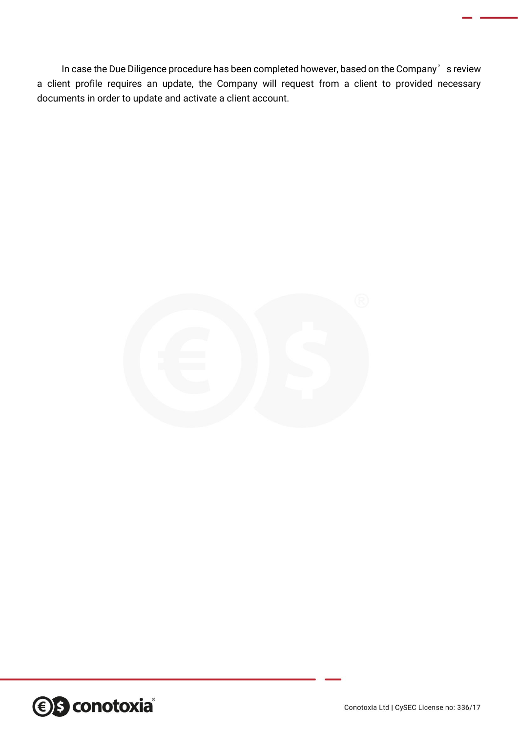In case the Due Diligence procedure has been completed however, based on the Company's review a client profile requires an update, the Company will request from a client to provided necessary documents in order to update and activate a client account.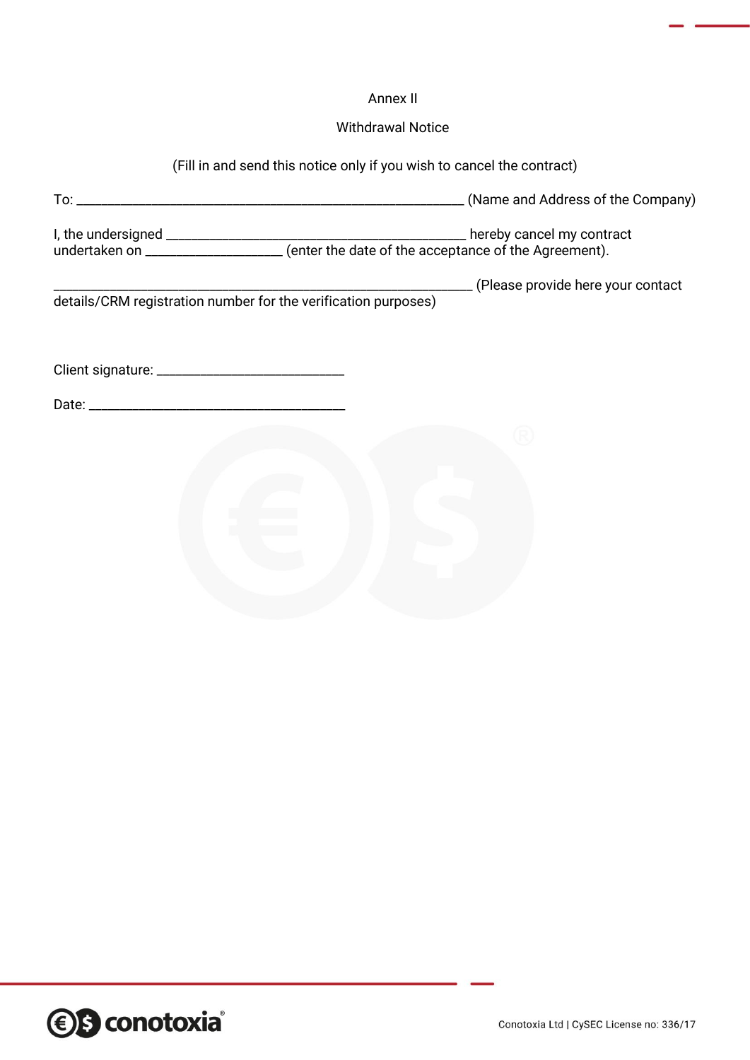Annex II

Withdrawal Notice

(Fill in and send this notice only if you wish to cancel the contract)

To: ____________________________________________________________ (Name and Address of the Company)

I, the undersigned ______________________________________________ hereby cancel my contract undertaken on _____________________ (enter the date of the acceptance of the Agreement).

_________________________________________________________________ (Please provide here your contact details/CRM registration number for the verification purposes)

Client signature: _____________________________

Date: _______________________________________